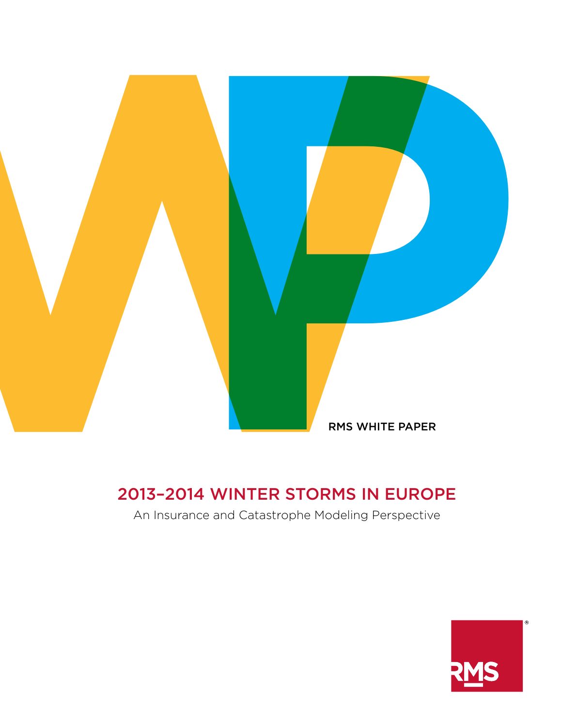RMS WHITE PAPER

# 2013–2014 WINTER STORMS IN EUROPE

An Insurance and Catastrophe Modeling Perspective

RMS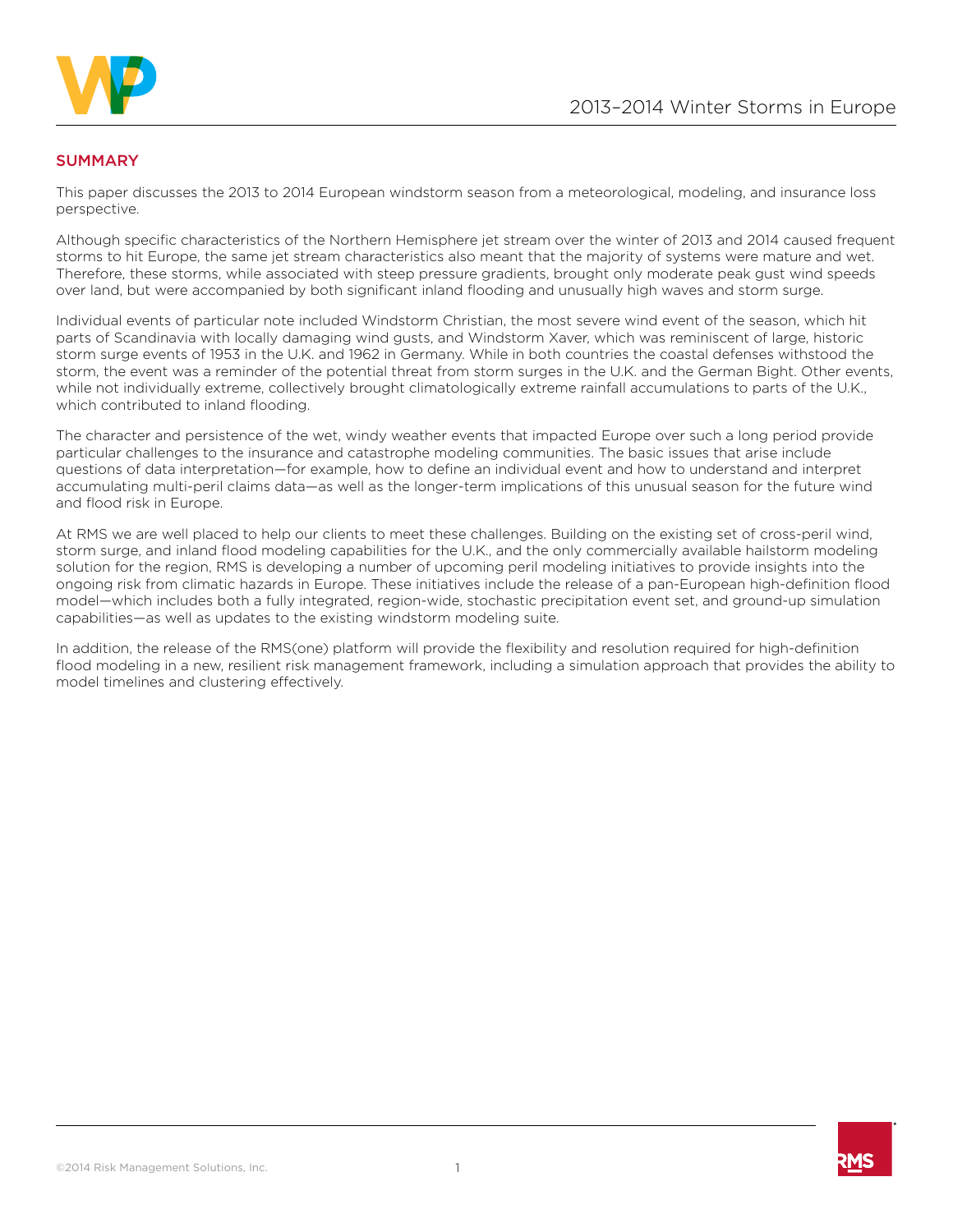## SUMMARY

This paper discusses the 2013 to 2014 European windstorm season from a meteorological, modeling, and insurance loss perspective.

Although specific characteristics of the Northern Hemisphere jet stream over the winter of 2013 and 2014 caused frequent storms to hit Europe, the same jet stream characteristics also meant that the majority of systems were mature and wet. Therefore, these storms, while associated with steep pressure gradients, brought only moderate peak gust wind speeds over land, but were accompanied by both significant inland flooding and unusually high waves and storm surge.

Individual events of particular note included Windstorm Christian, the most severe wind event of the season, which hit parts of Scandinavia with locally damaging wind gusts, and Windstorm Xaver, which was reminiscent of large, historic storm surge events of 1953 in the U.K. and 1962 in Germany. While in both countries the coastal defenses withstood the storm, the event was a reminder of the potential threat from storm surges in the U.K. and the German Bight. Other events, while not individually extreme, collectively brought climatologically extreme rainfall accumulations to parts of the U.K., which contributed to inland flooding.

The character and persistence of the wet, windy weather events that impacted Europe over such a long period provide particular challenges to the insurance and catastrophe modeling communities. The basic issues that arise include questions of data interpretation—for example, how to define an individual event and how to understand and interpret accumulating multi-peril claims data—as well as the longer-term implications of this unusual season for the future wind and flood risk in Europe.

At RMS we are well placed to help our clients to meet these challenges. Building on the existing set of cross-peril wind, storm surge, and inland flood modeling capabilities for the U.K., and the only commercially available hailstorm modeling solution for the region, RMS is developing a number of upcoming peril modeling initiatives to provide insights into the ongoing risk from climatic hazards in Europe. These initiatives include the release of a pan-European high-definition flood model—which includes both a fully integrated, region-wide, stochastic precipitation event set, and ground-up simulation capabilities—as well as updates to the existing windstorm modeling suite.

In addition, the release of the RMS(one) platform will provide the flexibility and resolution required for high-definition flood modeling in a new, resilient risk management framework, including a simulation approach that provides the ability to model timelines and clustering effectively.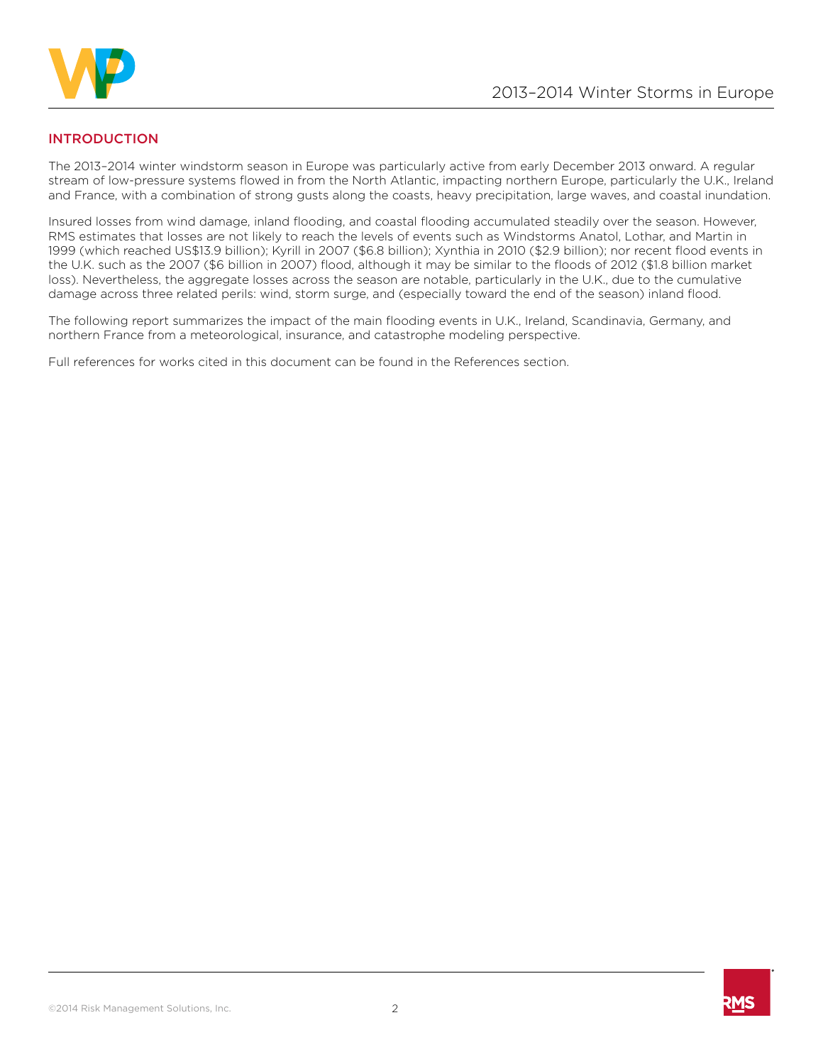## INTRODUCTION

The 2013–2014 winter windstorm season in Europe was particularly active from early December 2013 onward. A regular stream of low-pressure systems flowed in from the North Atlantic, impacting northern Europe, particularly the U.K., Ireland and France, with a combination of strong gusts along the coasts, heavy precipitation, large waves, and coastal inundation.

Insured losses from wind damage, inland flooding, and coastal flooding accumulated steadily over the season. However, RMS estimates that losses are not likely to reach the levels of events such as Windstorms Anatol, Lothar, and Martin in 1999 (which reached US$13.9 billion); Kyrill in 2007 ($6.8 billion); Xynthia in 2010 ($2.9 billion); nor recent flood events in the U.K. such as the 2007 ($6 billion in 2007) flood, although it may be similar to the floods of 2012 ($1.8 billion market loss). Nevertheless, the aggregate losses across the season are notable, particularly in the U.K., due to the cumulative damage across three related perils: wind, storm surge, and (especially toward the end of the season) inland flood.

The following report summarizes the impact of the main flooding events in U.K., Ireland, Scandinavia, Germany, and northern France from a meteorological, insurance, and catastrophe modeling perspective.

Full references for works cited in this document can be found in the References section.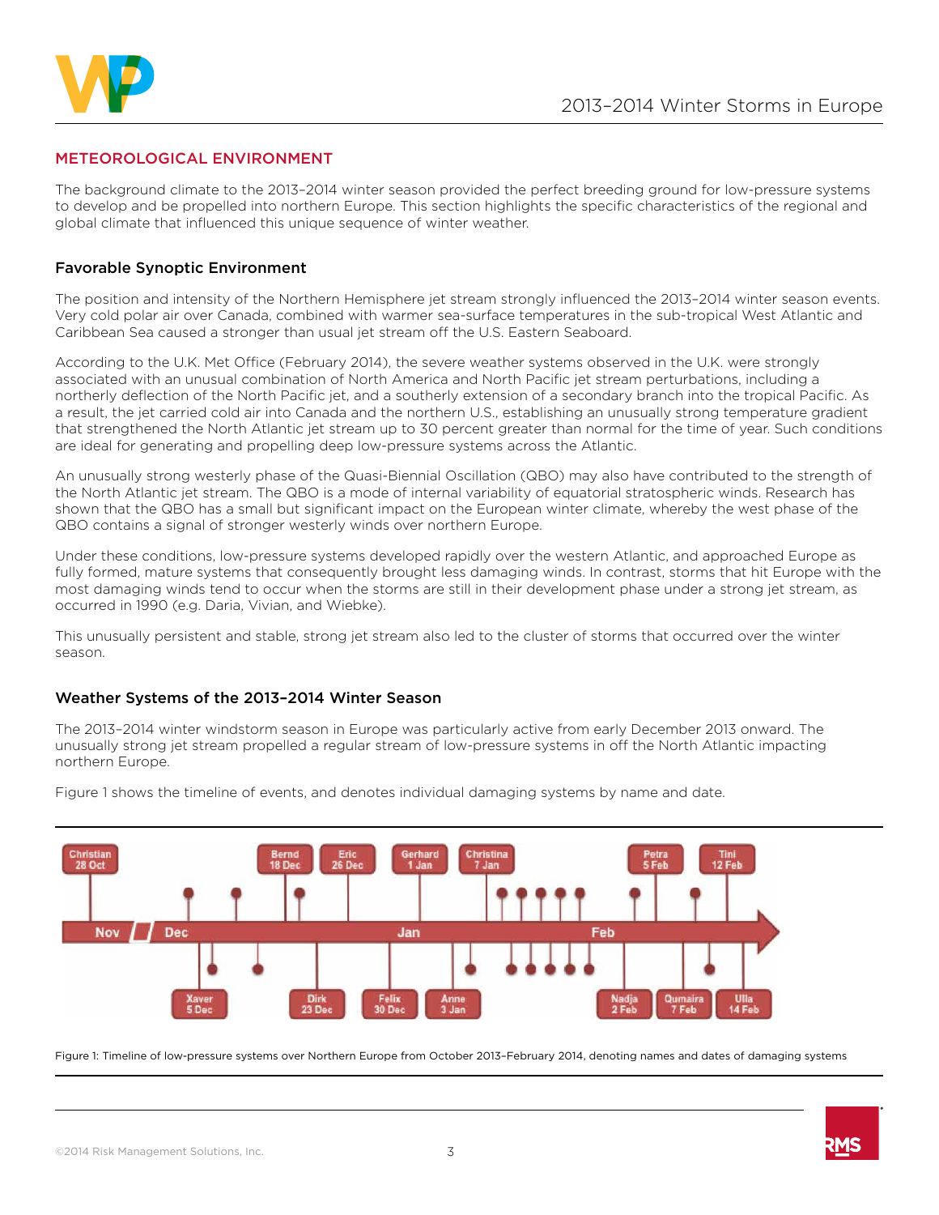## METEOROLOGICAL ENVIRONMENT

The background climate to the 2013–2014 winter season provided the perfect breeding ground for low-pressure systems to develop and be propelled into northern Europe. This section highlights the specific characteristics of the regional and global climate that influenced this unique sequence of winter weather.

### Favorable Synoptic Environment

The position and intensity of the Northern Hemisphere jet stream strongly influenced the 2013–2014 winter season events. Very cold polar air over Canada, combined with warmer sea-surface temperatures in the sub-tropical West Atlantic and Caribbean Sea caused a stronger than usual jet stream off the U.S. Eastern Seaboard.

According to the U.K. Met Office (February 2014), the severe weather systems observed in the U.K. were strongly associated with an unusual combination of North America and North Pacific jet stream perturbations, including a northerly deflection of the North Pacific jet, and a southerly extension of a secondary branch into the tropical Pacific. As a result, the jet carried cold air into Canada and the northern U.S., establishing an unusually strong temperature gradient that strengthened the North Atlantic jet stream up to 30 percent greater than normal for the time of year. Such conditions are ideal for generating and propelling deep low-pressure systems across the Atlantic.

An unusually strong westerly phase of the Quasi-Biennial Oscillation (QBO) may also have contributed to the strength of the North Atlantic jet stream. The QBO is a mode of internal variability of equatorial stratospheric winds. Research has shown that the QBO has a small but significant impact on the European winter climate, whereby the west phase of the QBO contains a signal of stronger westerly winds over northern Europe.

Under these conditions, low-pressure systems developed rapidly over the western Atlantic, and approached Europe as fully formed, mature systems that consequently brought less damaging winds. In contrast, storms that hit Europe with the most damaging winds tend to occur when the storms are still in their development phase under a strong jet stream, as occurred in 1990 (e.g. Daria, Vivian, and Wiebke).

This unusually persistent and stable, strong jet stream also led to the cluster of storms that occurred over the winter season.

### Weather Systems of the 2013–2014 Winter Season

The 2013–2014 winter windstorm season in Europe was particularly active from early December 2013 onward. The unusually strong jet stream propelled a regular stream of low-pressure systems in off the North Atlantic impacting northern Europe.

Figure 1 shows the timeline of events, and denotes individual damaging systems by name and date.

Christian 28 Oct | Xaver 5 Dec | Bernd 18 Dec | Dirk 23 Dec | Eric 26 Dec | Felix 30 Dec | Gerhard 1 Jan | Anne 3 Jan | Christina 7 Jan | Nadja 2 Feb | Petra 5 Feb | Qumaira 7 Feb | Tini 12 Feb | Ulla 14 Feb

Figure 1: Timeline of low-pressure systems over Northern Europe from October 2013–February 2014, denoting names and dates of damaging systems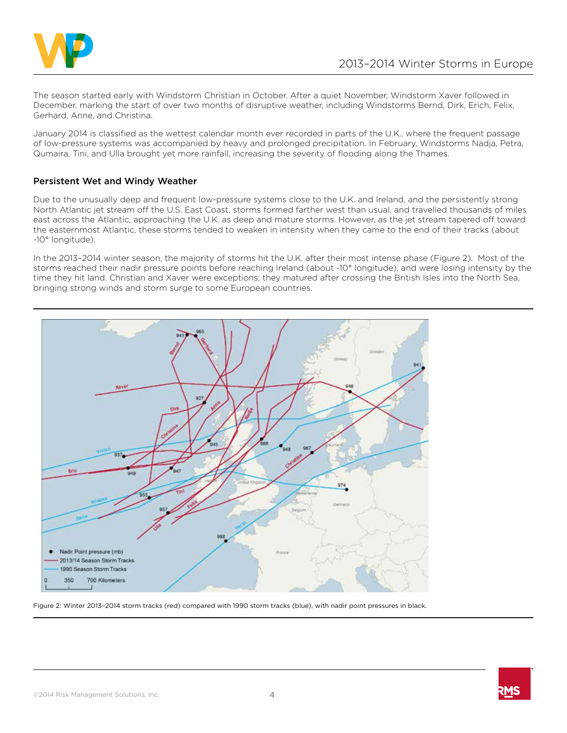The season started early with Windstorm Christian in October. After a quiet November, Windstorm Xaver followed in December, marking the start of over two months of disruptive weather, including Windstorms Bernd, Dirk, Erich, Felix, Gerhard, Anne, and Christina.

January 2014 is classified as the wettest calendar month ever recorded in parts of the U.K., where the frequent passage of low-pressure systems was accompanied by heavy and prolonged precipitation. In February, Windstorms Nadja, Petra, Qumaira, Tini, and Ulla brought yet more rainfall, increasing the severity of flooding along the Thames.

### Persistent Wet and Windy Weather

Due to the unusually deep and frequent low-pressure systems close to the U.K. and Ireland, and the persistently strong North Atlantic jet stream off the U.S. East Coast, storms formed farther west than usual, and travelled thousands of miles east across the Atlantic, approaching the U.K. as deep and mature storms. However, as the jet stream tapered off toward the easternmost Atlantic, these storms tended to weaken in intensity when they came to the end of their tracks (about -10° longitude).

In the 2013–2014 winter season, the majority of storms hit the U.K. after their most intense phase (Figure 2). Most of the storms reached their nadir pressure points before reaching Ireland (about -10° longitude), and were losing intensity by the time they hit land. Christian and Xaver were exceptions; they matured after crossing the British Isles into the North Sea, bringing strong winds and storm surge to some European countries.

Figure 2: Winter 2013–2014 storm tracks (red) compared with 1990 storm tracks (blue), with nadir point pressures in black.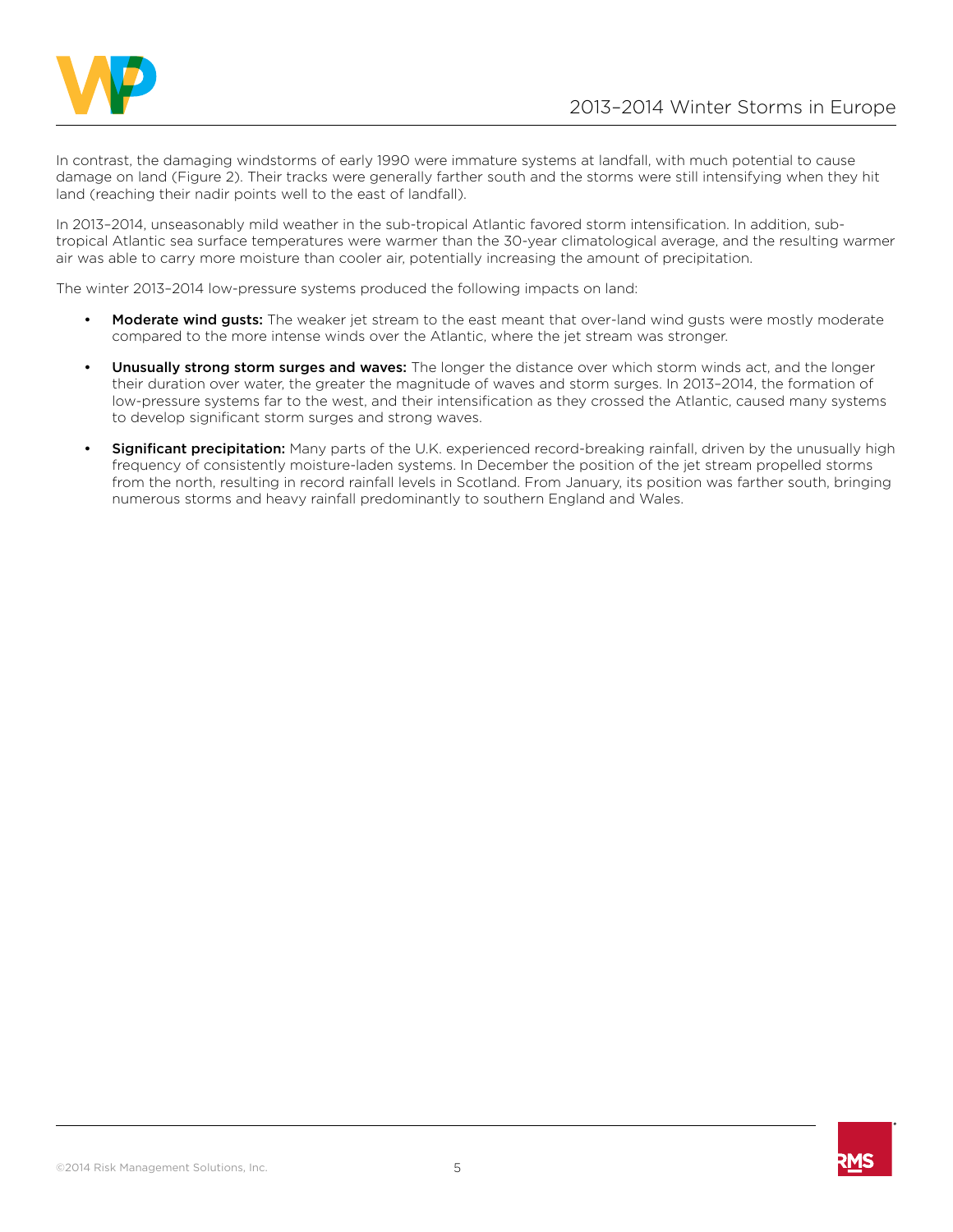In contrast, the damaging windstorms of early 1990 were immature systems at landfall, with much potential to cause damage on land (Figure 2). Their tracks were generally farther south and the storms were still intensifying when they hit land (reaching their nadir points well to the east of landfall).

In 2013–2014, unseasonably mild weather in the sub-tropical Atlantic favored storm intensification. In addition, sub-tropical Atlantic sea surface temperatures were warmer than the 30-year climatological average, and the resulting warmer air was able to carry more moisture than cooler air, potentially increasing the amount of precipitation.

The winter 2013–2014 low-pressure systems produced the following impacts on land:

- **Moderate wind gusts:** The weaker jet stream to the east meant that over-land wind gusts were mostly moderate compared to the more intense winds over the Atlantic, where the jet stream was stronger.
- **Unusually strong storm surges and waves:** The longer the distance over which storm winds act, and the longer their duration over water, the greater the magnitude of waves and storm surges. In 2013–2014, the formation of low-pressure systems far to the west, and their intensification as they crossed the Atlantic, caused many systems to develop significant storm surges and strong waves.
- **Significant precipitation:** Many parts of the U.K. experienced record-breaking rainfall, driven by the unusually high frequency of consistently moisture-laden systems. In December the position of the jet stream propelled storms from the north, resulting in record rainfall levels in Scotland. From January, its position was farther south, bringing numerous storms and heavy rainfall predominantly to southern England and Wales.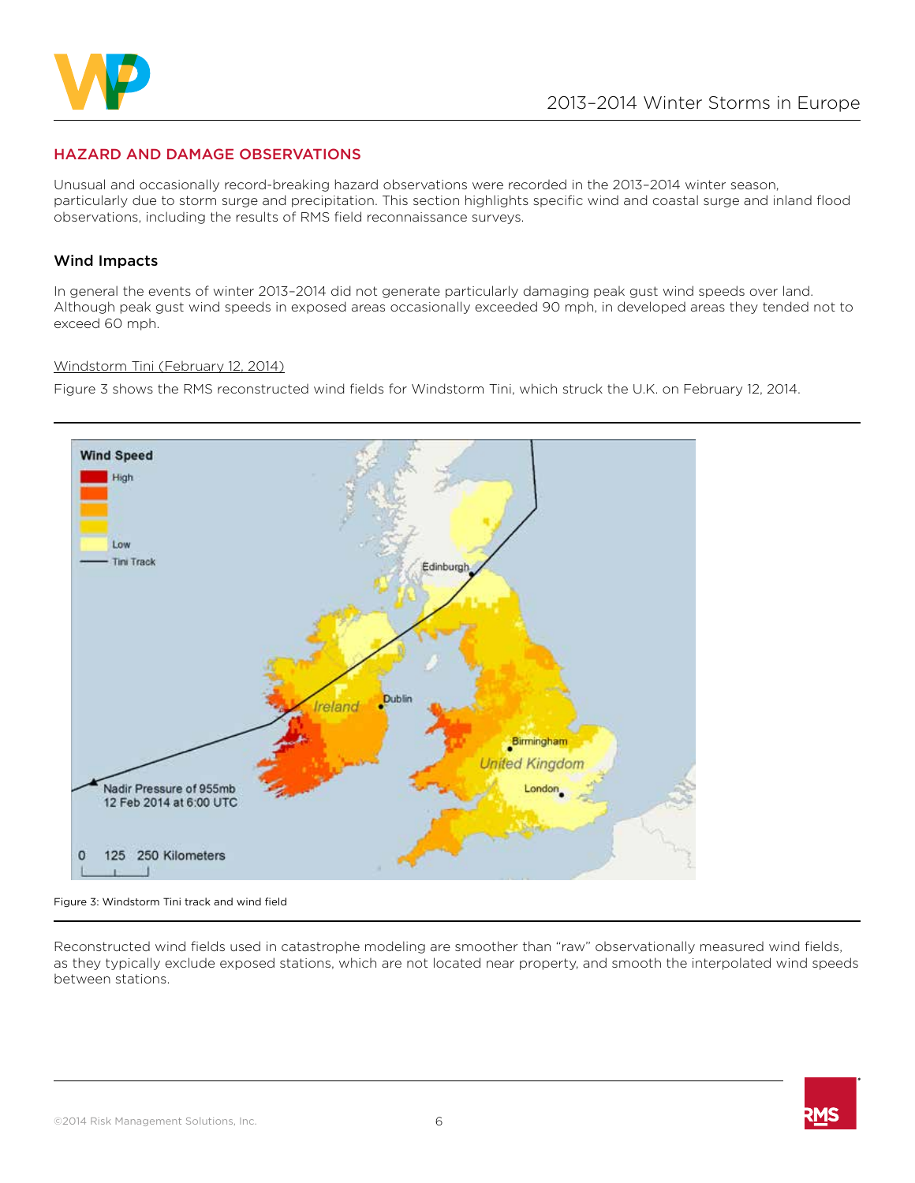## HAZARD AND DAMAGE OBSERVATIONS

Unusual and occasionally record-breaking hazard observations were recorded in the 2013–2014 winter season, particularly due to storm surge and precipitation. This section highlights specific wind and coastal surge and inland flood observations, including the results of RMS field reconnaissance surveys.

### Wind Impacts

In general the events of winter 2013–2014 did not generate particularly damaging peak gust wind speeds over land. Although peak gust wind speeds in exposed areas occasionally exceeded 90 mph, in developed areas they tended not to exceed 60 mph.

Windstorm Tini (February 12, 2014)

Figure 3 shows the RMS reconstructed wind fields for Windstorm Tini, which struck the U.K. on February 12, 2014.

Figure 3: Windstorm Tini track and wind field

Reconstructed wind fields used in catastrophe modeling are smoother than “raw” observationally measured wind fields, as they typically exclude exposed stations, which are not located near property, and smooth the interpolated wind speeds between stations.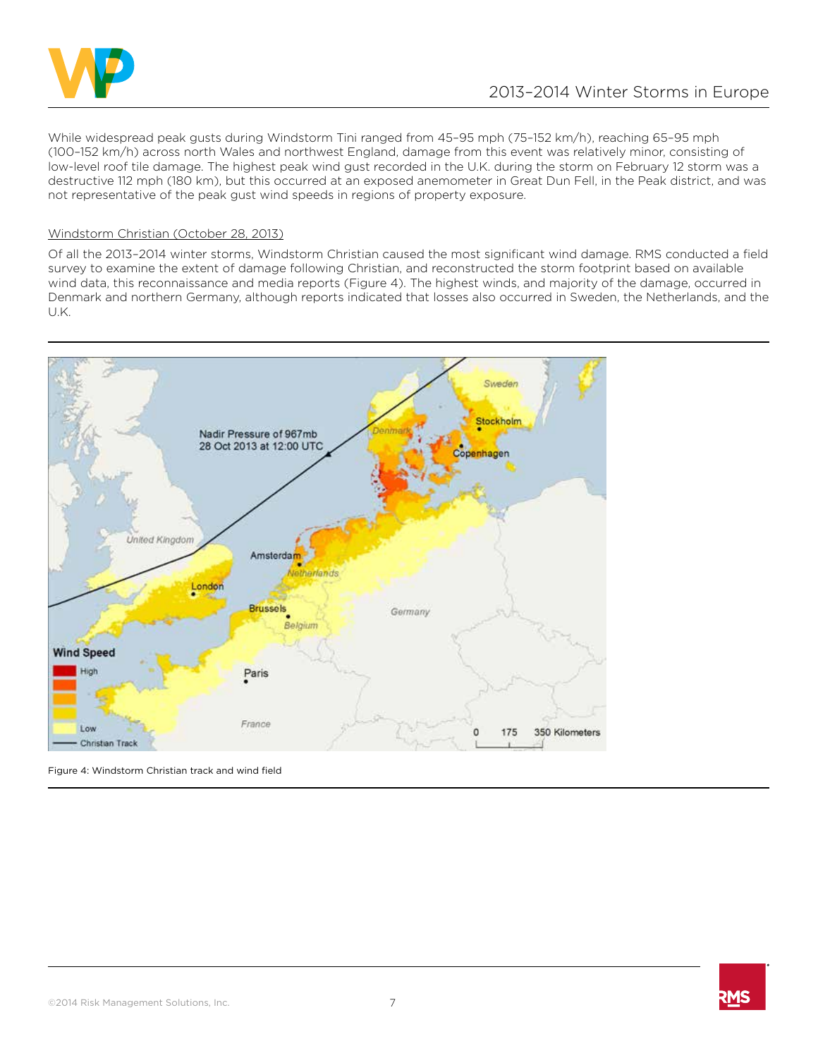While widespread peak gusts during Windstorm Tini ranged from 45–95 mph (75–152 km/h), reaching 65–95 mph (100–152 km/h) across north Wales and northwest England, damage from this event was relatively minor, consisting of low-level roof tile damage. The highest peak wind gust recorded in the U.K. during the storm on February 12 storm was a destructive 112 mph (180 km), but this occurred at an exposed anemometer in Great Dun Fell, in the Peak district, and was not representative of the peak gust wind speeds in regions of property exposure.

Windstorm Christian (October 28, 2013)

Of all the 2013–2014 winter storms, Windstorm Christian caused the most significant wind damage. RMS conducted a field survey to examine the extent of damage following Christian, and reconstructed the storm footprint based on available wind data, this reconnaissance and media reports (Figure 4). The highest winds, and majority of the damage, occurred in Denmark and northern Germany, although reports indicated that losses also occurred in Sweden, the Netherlands, and the U.K.

Figure 4: Windstorm Christian track and wind field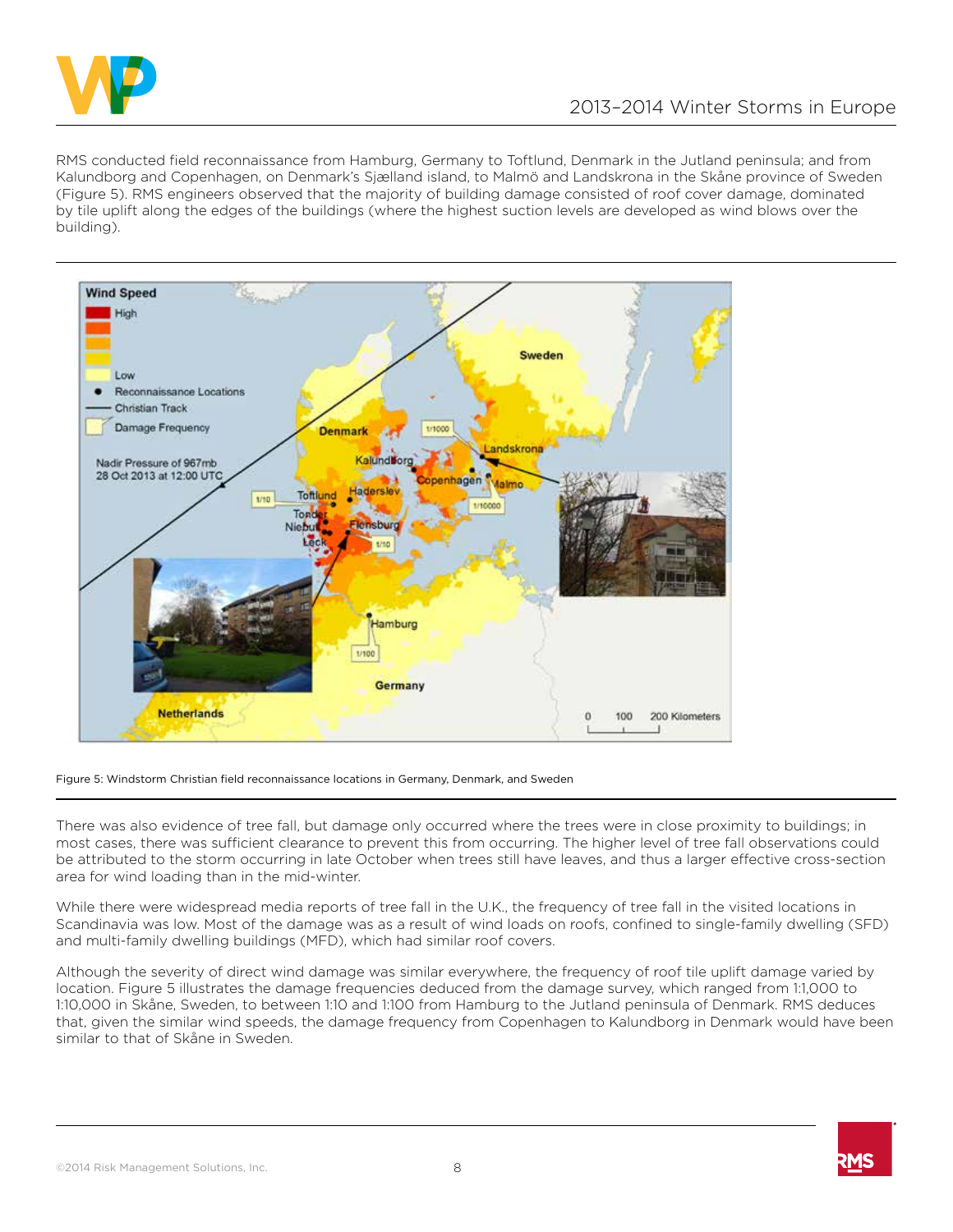RMS conducted field reconnaissance from Hamburg, Germany to Toftlund, Denmark in the Jutland peninsula; and from Kalundborg and Copenhagen, on Denmark's Sjælland island, to Malmö and Landskrona in the Skåne province of Sweden (Figure 5). RMS engineers observed that the majority of building damage consisted of roof cover damage, dominated by tile uplift along the edges of the buildings (where the highest suction levels are developed as wind blows over the building).

Figure 5: Windstorm Christian field reconnaissance locations in Germany, Denmark, and Sweden

There was also evidence of tree fall, but damage only occurred where the trees were in close proximity to buildings; in most cases, there was sufficient clearance to prevent this from occurring. The higher level of tree fall observations could be attributed to the storm occurring in late October when trees still have leaves, and thus a larger effective cross-section area for wind loading than in the mid-winter.

While there were widespread media reports of tree fall in the U.K., the frequency of tree fall in the visited locations in Scandinavia was low. Most of the damage was as a result of wind loads on roofs, confined to single-family dwelling (SFD) and multi-family dwelling buildings (MFD), which had similar roof covers.

Although the severity of direct wind damage was similar everywhere, the frequency of roof tile uplift damage varied by location. Figure 5 illustrates the damage frequencies deduced from the damage survey, which ranged from 1:1,000 to 1:10,000 in Skåne, Sweden, to between 1:10 and 1:100 from Hamburg to the Jutland peninsula of Denmark. RMS deduces that, given the similar wind speeds, the damage frequency from Copenhagen to Kalundborg in Denmark would have been similar to that of Skåne in Sweden.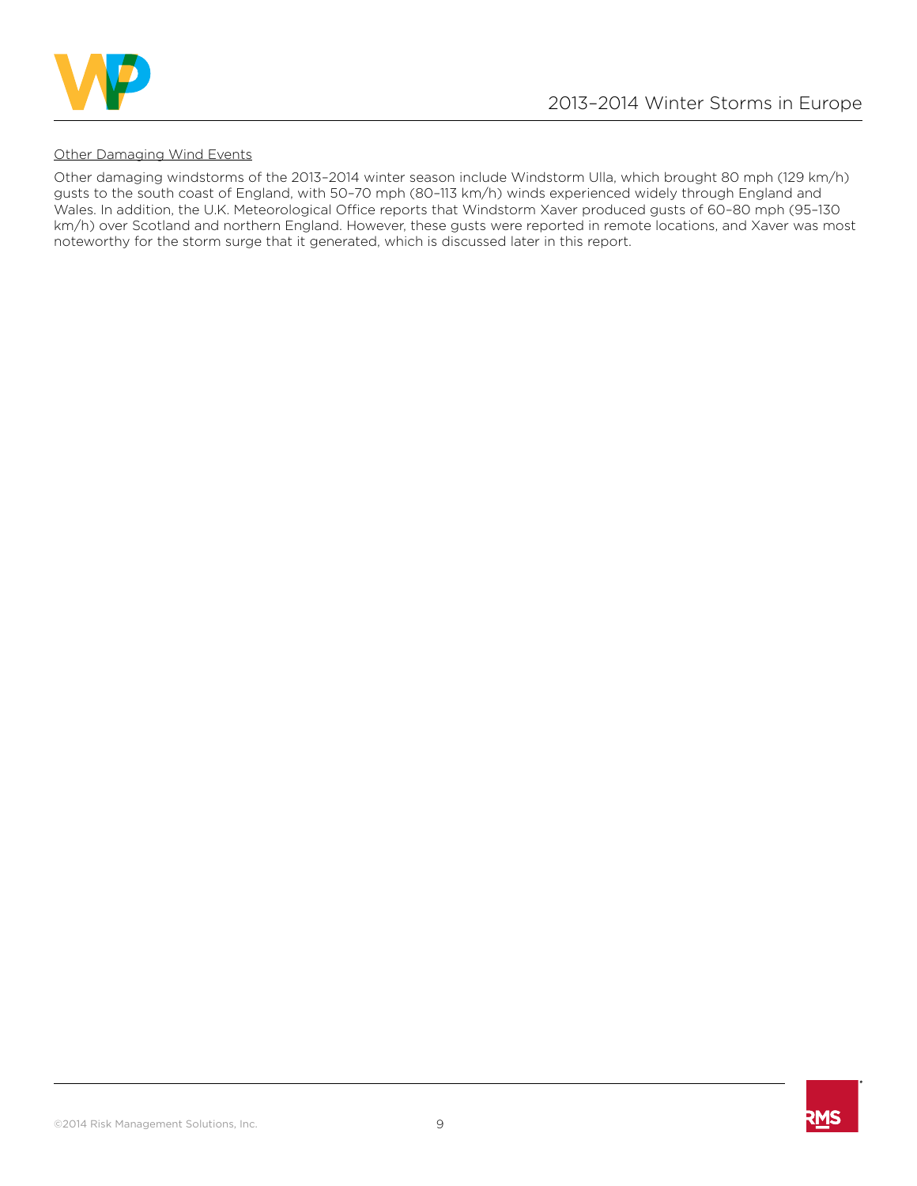Other Damaging Wind Events

Other damaging windstorms of the 2013–2014 winter season include Windstorm Ulla, which brought 80 mph (129 km/h) gusts to the south coast of England, with 50–70 mph (80–113 km/h) winds experienced widely through England and Wales. In addition, the U.K. Meteorological Office reports that Windstorm Xaver produced gusts of 60–80 mph (95–130 km/h) over Scotland and northern England. However, these gusts were reported in remote locations, and Xaver was most noteworthy for the storm surge that it generated, which is discussed later in this report.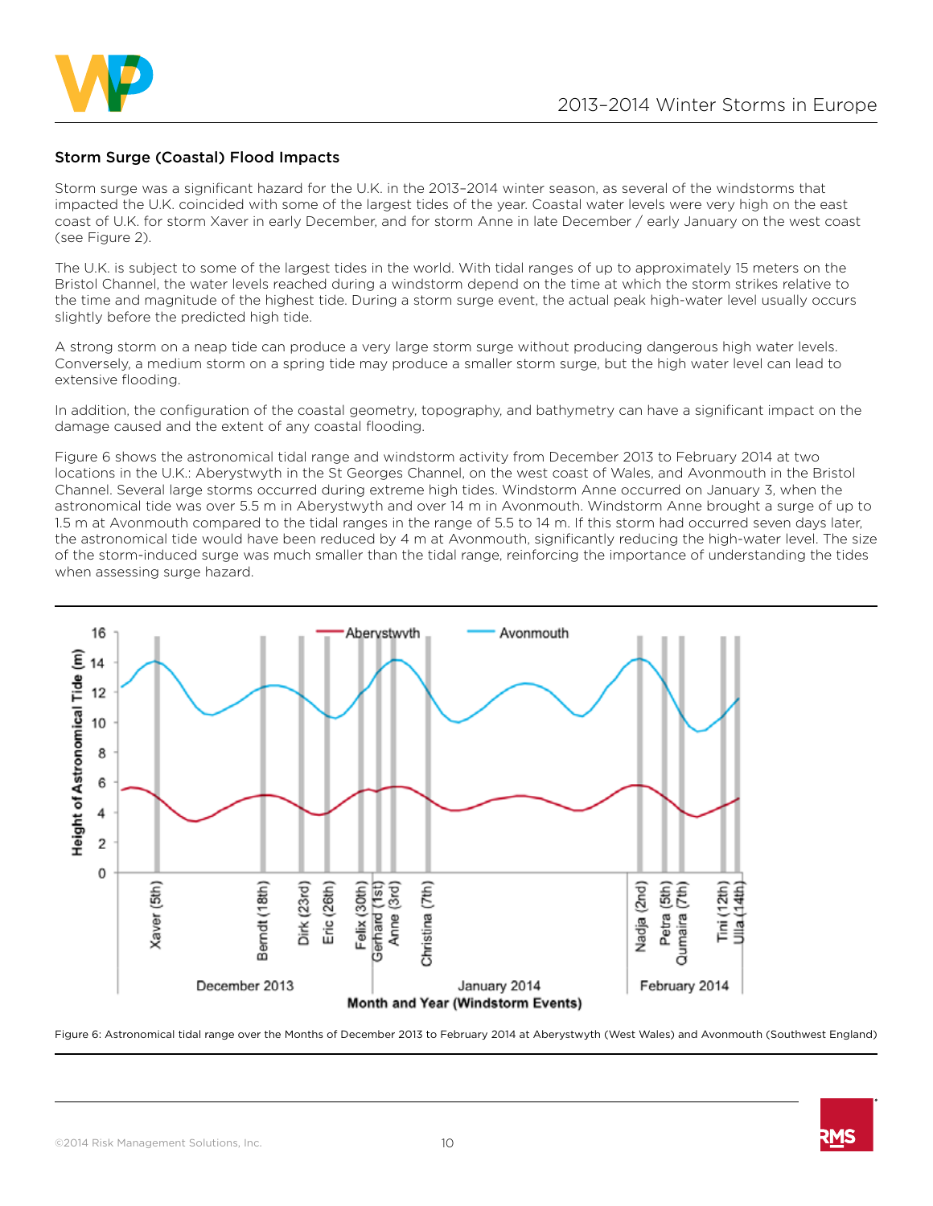## Storm Surge (Coastal) Flood Impacts

Storm surge was a significant hazard for the U.K. in the 2013–2014 winter season, as several of the windstorms that impacted the U.K. coincided with some of the largest tides of the year. Coastal water levels were very high on the east coast of U.K. for storm Xaver in early December, and for storm Anne in late December / early January on the west coast (see Figure 2).

The U.K. is subject to some of the largest tides in the world. With tidal ranges of up to approximately 15 meters on the Bristol Channel, the water levels reached during a windstorm depend on the time at which the storm strikes relative to the time and magnitude of the highest tide. During a storm surge event, the actual peak high-water level usually occurs slightly before the predicted high tide.

A strong storm on a neap tide can produce a very large storm surge without producing dangerous high water levels. Conversely, a medium storm on a spring tide may produce a smaller storm surge, but the high water level can lead to extensive flooding.

In addition, the configuration of the coastal geometry, topography, and bathymetry can have a significant impact on the damage caused and the extent of any coastal flooding.

Figure 6 shows the astronomical tidal range and windstorm activity from December 2013 to February 2014 at two locations in the U.K.: Aberystwyth in the St Georges Channel, on the west coast of Wales, and Avonmouth in the Bristol Channel. Several large storms occurred during extreme high tides. Windstorm Anne occurred on January 3, when the astronomical tide was over 5.5 m in Aberystwyth and over 14 m in Avonmouth. Windstorm Anne brought a surge of up to 1.5 m at Avonmouth compared to the tidal ranges in the range of 5.5 to 14 m. If this storm had occurred seven days later, the astronomical tide would have been reduced by 4 m at Avonmouth, significantly reducing the high-water level. The size of the storm-induced surge was much smaller than the tidal range, reinforcing the importance of understanding the tides when assessing surge hazard.

Figure 6: Astronomical tidal range over the Months of December 2013 to February 2014 at Aberystwyth (West Wales) and Avonmouth (Southwest England)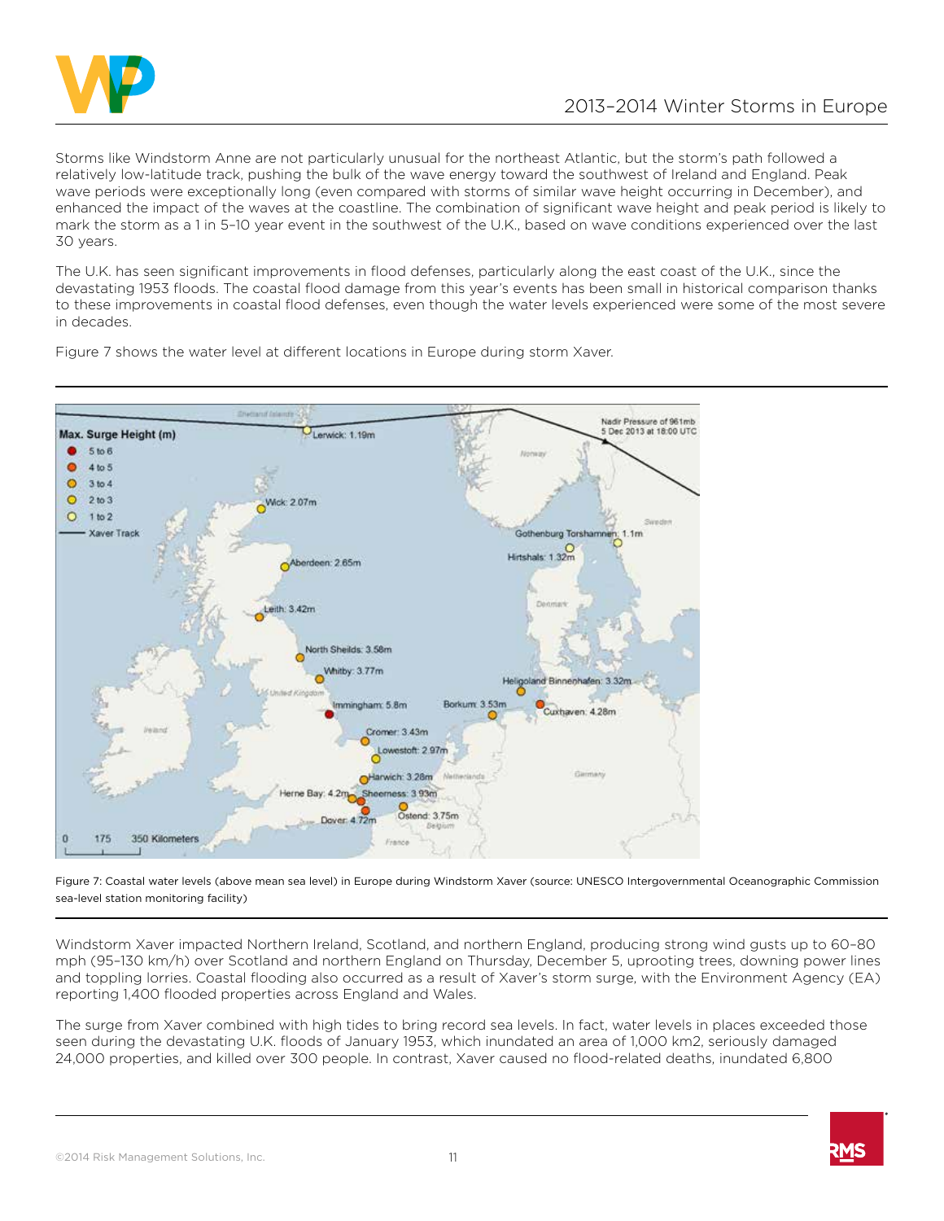Storms like Windstorm Anne are not particularly unusual for the northeast Atlantic, but the storm's path followed a relatively low-latitude track, pushing the bulk of the wave energy toward the southwest of Ireland and England. Peak wave periods were exceptionally long (even compared with storms of similar wave height occurring in December), and enhanced the impact of the waves at the coastline. The combination of significant wave height and peak period is likely to mark the storm as a 1 in 5–10 year event in the southwest of the U.K., based on wave conditions experienced over the last 30 years.

The U.K. has seen significant improvements in flood defenses, particularly along the east coast of the U.K., since the devastating 1953 floods. The coastal flood damage from this year's events has been small in historical comparison thanks to these improvements in coastal flood defenses, even though the water levels experienced were some of the most severe in decades.

Figure 7 shows the water level at different locations in Europe during storm Xaver.

Figure 7: Coastal water levels (above mean sea level) in Europe during Windstorm Xaver (source: UNESCO Intergovernmental Oceanographic Commission sea-level station monitoring facility)

Windstorm Xaver impacted Northern Ireland, Scotland, and northern England, producing strong wind gusts up to 60–80 mph (95–130 km/h) over Scotland and northern England on Thursday, December 5, uprooting trees, downing power lines and toppling lorries. Coastal flooding also occurred as a result of Xaver's storm surge, with the Environment Agency (EA) reporting 1,400 flooded properties across England and Wales.

The surge from Xaver combined with high tides to bring record sea levels. In fact, water levels in places exceeded those seen during the devastating U.K. floods of January 1953, which inundated an area of 1,000 km2, seriously damaged 24,000 properties, and killed over 300 people. In contrast, Xaver caused no flood-related deaths, inundated 6,800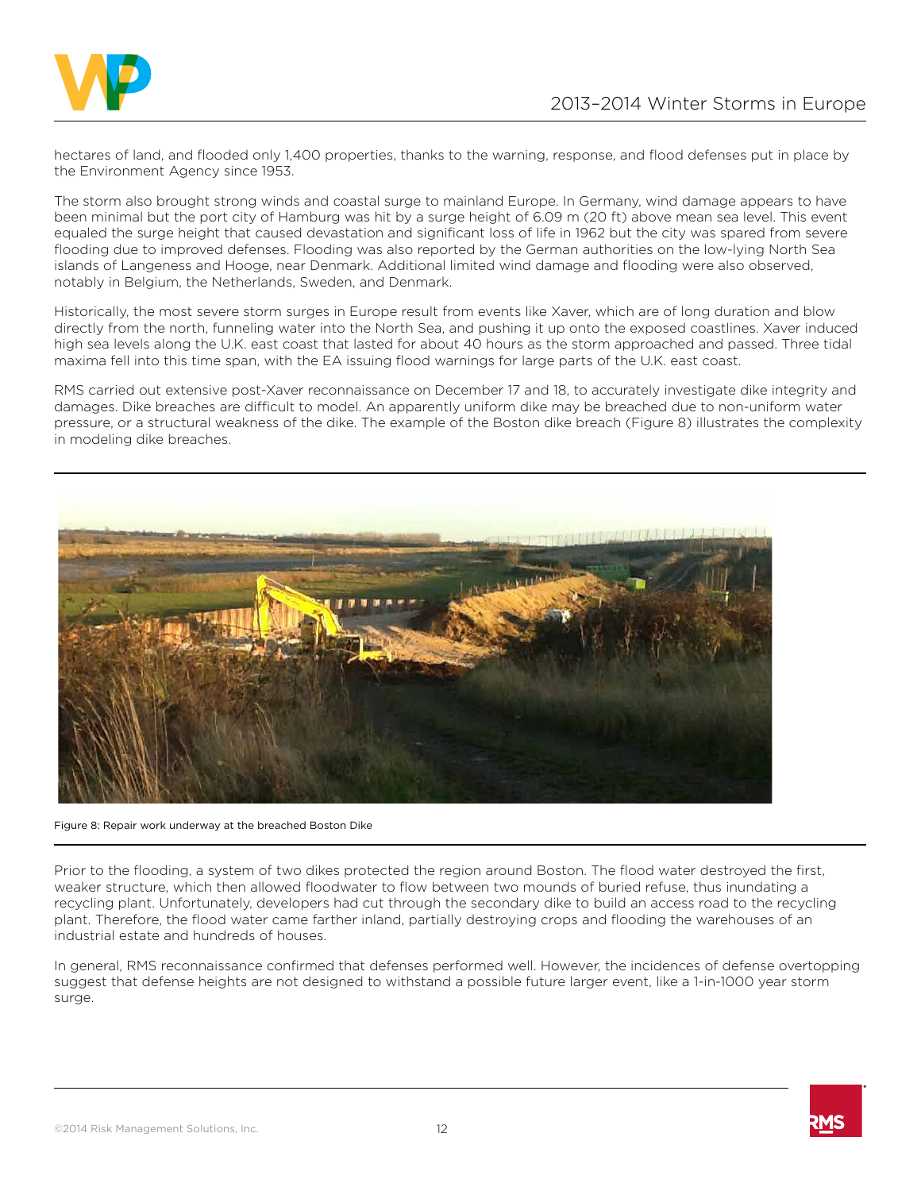hectares of land, and flooded only 1,400 properties, thanks to the warning, response, and flood defenses put in place by the Environment Agency since 1953.

The storm also brought strong winds and coastal surge to mainland Europe. In Germany, wind damage appears to have been minimal but the port city of Hamburg was hit by a surge height of 6.09 m (20 ft) above mean sea level. This event equaled the surge height that caused devastation and significant loss of life in 1962 but the city was spared from severe flooding due to improved defenses. Flooding was also reported by the German authorities on the low-lying North Sea islands of Langeness and Hooge, near Denmark. Additional limited wind damage and flooding were also observed, notably in Belgium, the Netherlands, Sweden, and Denmark.

Historically, the most severe storm surges in Europe result from events like Xaver, which are of long duration and blow directly from the north, funneling water into the North Sea, and pushing it up onto the exposed coastlines. Xaver induced high sea levels along the U.K. east coast that lasted for about 40 hours as the storm approached and passed. Three tidal maxima fell into this time span, with the EA issuing flood warnings for large parts of the U.K. east coast.

RMS carried out extensive post-Xaver reconnaissance on December 17 and 18, to accurately investigate dike integrity and damages. Dike breaches are difficult to model. An apparently uniform dike may be breached due to non-uniform water pressure, or a structural weakness of the dike. The example of the Boston dike breach (Figure 8) illustrates the complexity in modeling dike breaches.

Figure 8: Repair work underway at the breached Boston Dike

Prior to the flooding, a system of two dikes protected the region around Boston. The flood water destroyed the first, weaker structure, which then allowed floodwater to flow between two mounds of buried refuse, thus inundating a recycling plant. Unfortunately, developers had cut through the secondary dike to build an access road to the recycling plant. Therefore, the flood water came farther inland, partially destroying crops and flooding the warehouses of an industrial estate and hundreds of houses.

In general, RMS reconnaissance confirmed that defenses performed well. However, the incidences of defense overtopping suggest that defense heights are not designed to withstand a possible future larger event, like a 1-in-1000 year storm surge.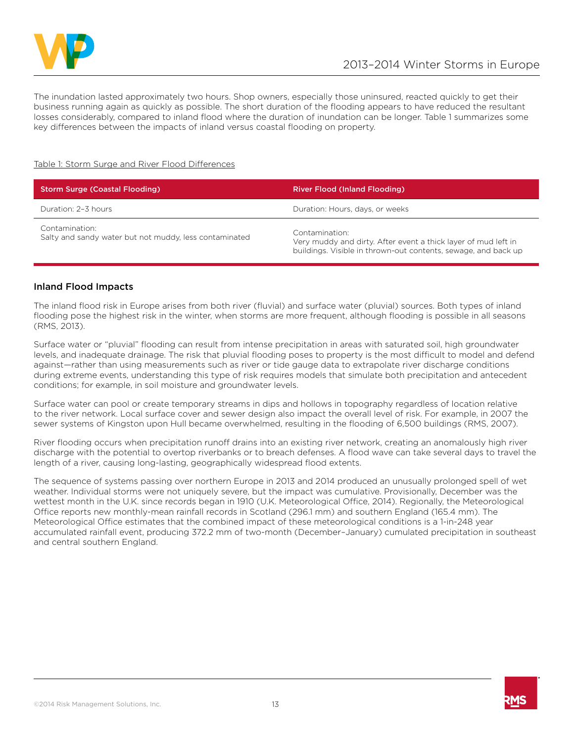The inundation lasted approximately two hours. Shop owners, especially those uninsured, reacted quickly to get their business running again as quickly as possible. The short duration of the flooding appears to have reduced the resultant losses considerably, compared to inland flood where the duration of inundation can be longer. Table 1 summarizes some key differences between the impacts of inland versus coastal flooding on property.

Table 1: Storm Surge and River Flood Differences

| Storm Surge (Coastal Flooding) | River Flood (Inland Flooding) |
|---|---|
| Duration: 2–3 hours | Duration: Hours, days, or weeks |
| Contamination: Salty and sandy water but not muddy, less contaminated | Contamination: Very muddy and dirty. After event a thick layer of mud left in buildings. Visible in thrown-out contents, sewage, and back up |

### Inland Flood Impacts

The inland flood risk in Europe arises from both river (fluvial) and surface water (pluvial) sources. Both types of inland flooding pose the highest risk in the winter, when storms are more frequent, although flooding is possible in all seasons (RMS, 2013).

Surface water or "pluvial" flooding can result from intense precipitation in areas with saturated soil, high groundwater levels, and inadequate drainage. The risk that pluvial flooding poses to property is the most difficult to model and defend against—rather than using measurements such as river or tide gauge data to extrapolate river discharge conditions during extreme events, understanding this type of risk requires models that simulate both precipitation and antecedent conditions; for example, in soil moisture and groundwater levels.

Surface water can pool or create temporary streams in dips and hollows in topography regardless of location relative to the river network. Local surface cover and sewer design also impact the overall level of risk. For example, in 2007 the sewer systems of Kingston upon Hull became overwhelmed, resulting in the flooding of 6,500 buildings (RMS, 2007).

River flooding occurs when precipitation runoff drains into an existing river network, creating an anomalously high river discharge with the potential to overtop riverbanks or to breach defenses. A flood wave can take several days to travel the length of a river, causing long-lasting, geographically widespread flood extents.

The sequence of systems passing over northern Europe in 2013 and 2014 produced an unusually prolonged spell of wet weather. Individual storms were not uniquely severe, but the impact was cumulative. Provisionally, December was the wettest month in the U.K. since records began in 1910 (U.K. Meteorological Office, 2014). Regionally, the Meteorological Office reports new monthly-mean rainfall records in Scotland (296.1 mm) and southern England (165.4 mm). The Meteorological Office estimates that the combined impact of these meteorological conditions is a 1-in-248 year accumulated rainfall event, producing 372.2 mm of two-month (December–January) cumulated precipitation in southeast and central southern England.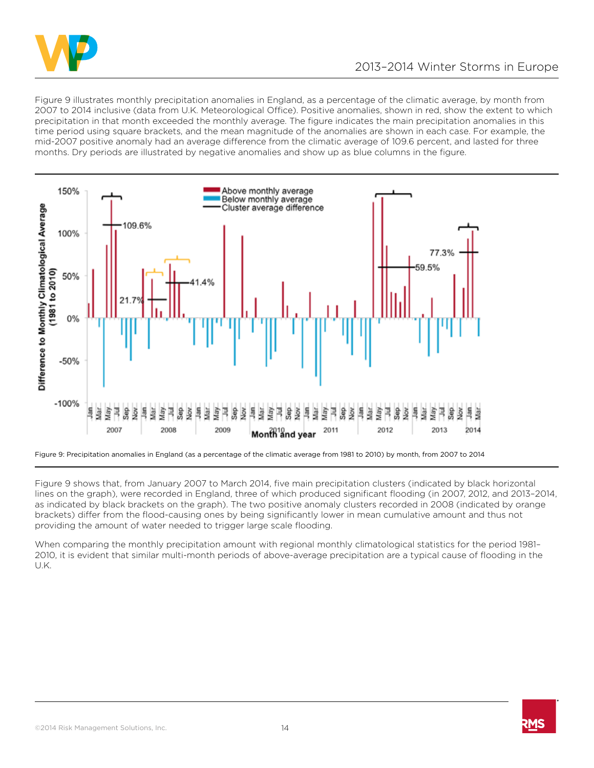Figure 9 illustrates monthly precipitation anomalies in England, as a percentage of the climatic average, by month from 2007 to 2014 inclusive (data from U.K. Meteorological Office). Positive anomalies, shown in red, show the extent to which precipitation in that month exceeded the monthly average. The figure indicates the main precipitation anomalies in this time period using square brackets, and the mean magnitude of the anomalies are shown in each case. For example, the mid-2007 positive anomaly had an average difference from the climatic average of 109.6 percent, and lasted for three months. Dry periods are illustrated by negative anomalies and show up as blue columns in the figure.

Figure 9: Precipitation anomalies in England (as a percentage of the climatic average from 1981 to 2010) by month, from 2007 to 2014

Figure 9 shows that, from January 2007 to March 2014, five main precipitation clusters (indicated by black horizontal lines on the graph), were recorded in England, three of which produced significant flooding (in 2007, 2012, and 2013–2014, as indicated by black brackets on the graph). The two positive anomaly clusters recorded in 2008 (indicated by orange brackets) differ from the flood-causing ones by being significantly lower in mean cumulative amount and thus not providing the amount of water needed to trigger large scale flooding.

When comparing the monthly precipitation amount with regional monthly climatological statistics for the period 1981–2010, it is evident that similar multi-month periods of above-average precipitation are a typical cause of flooding in the U.K.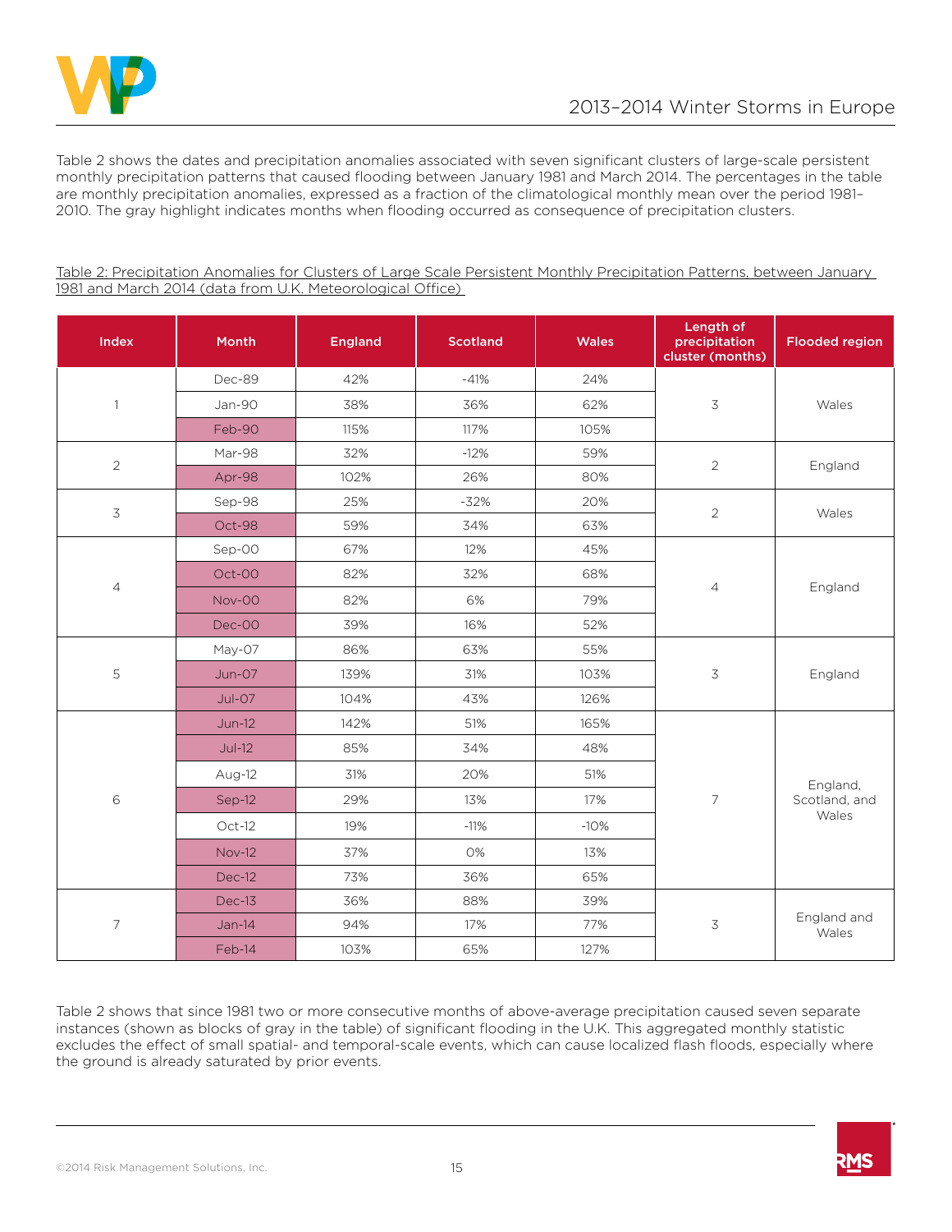Table 2 shows the dates and precipitation anomalies associated with seven significant clusters of large-scale persistent monthly precipitation patterns that caused flooding between January 1981 and March 2014. The percentages in the table are monthly precipitation anomalies, expressed as a fraction of the climatological monthly mean over the period 1981–2010. The gray highlight indicates months when flooding occurred as consequence of precipitation clusters.

Table 2: Precipitation Anomalies for Clusters of Large Scale Persistent Monthly Precipitation Patterns, between January 1981 and March 2014 (data from U.K. Meteorological Office)

| Index | Month | England | Scotland | Wales | Length of precipitation cluster (months) | Flooded region |
|---|---|---|---|---|---|---|
| 1 | Dec-89 | 42% | -41% | 24% | 3 | Wales |
| | Jan-90 | 38% | 36% | 62% | | |
| | Feb-90 | 115% | 117% | 105% | | |
| 2 | Mar-98 | 32% | -12% | 59% | 2 | England |
| | Apr-98 | 102% | 26% | 80% | | |
| 3 | Sep-98 | 25% | -32% | 20% | 2 | Wales |
| | Oct-98 | 59% | 34% | 63% | | |
| 4 | Sep-00 | 67% | 12% | 45% | 4 | England |
| | Oct-00 | 82% | 32% | 68% | | |
| | Nov-00 | 82% | 6% | 79% | | |
| | Dec-00 | 39% | 16% | 52% | | |
| 5 | May-07 | 86% | 63% | 55% | 3 | England |
| | Jun-07 | 139% | 31% | 103% | | |
| | Jul-07 | 104% | 43% | 126% | | |
| 6 | Jun-12 | 142% | 51% | 165% | 7 | England, Scotland, and Wales |
| | Jul-12 | 85% | 34% | 48% | | |
| | Aug-12 | 31% | 20% | 51% | | |
| | Sep-12 | 29% | 13% | 17% | | |
| | Oct-12 | 19% | -11% | -10% | | |
| | Nov-12 | 37% | 0% | 13% | | |
| | Dec-12 | 73% | 36% | 65% | | |
| 7 | Dec-13 | 36% | 88% | 39% | 3 | England and Wales |
| | Jan-14 | 94% | 17% | 77% | | |
| | Feb-14 | 103% | 65% | 127% | | |

Table 2 shows that since 1981 two or more consecutive months of above-average precipitation caused seven separate instances (shown as blocks of gray in the table) of significant flooding in the U.K. This aggregated monthly statistic excludes the effect of small spatial- and temporal-scale events, which can cause localized flash floods, especially where the ground is already saturated by prior events.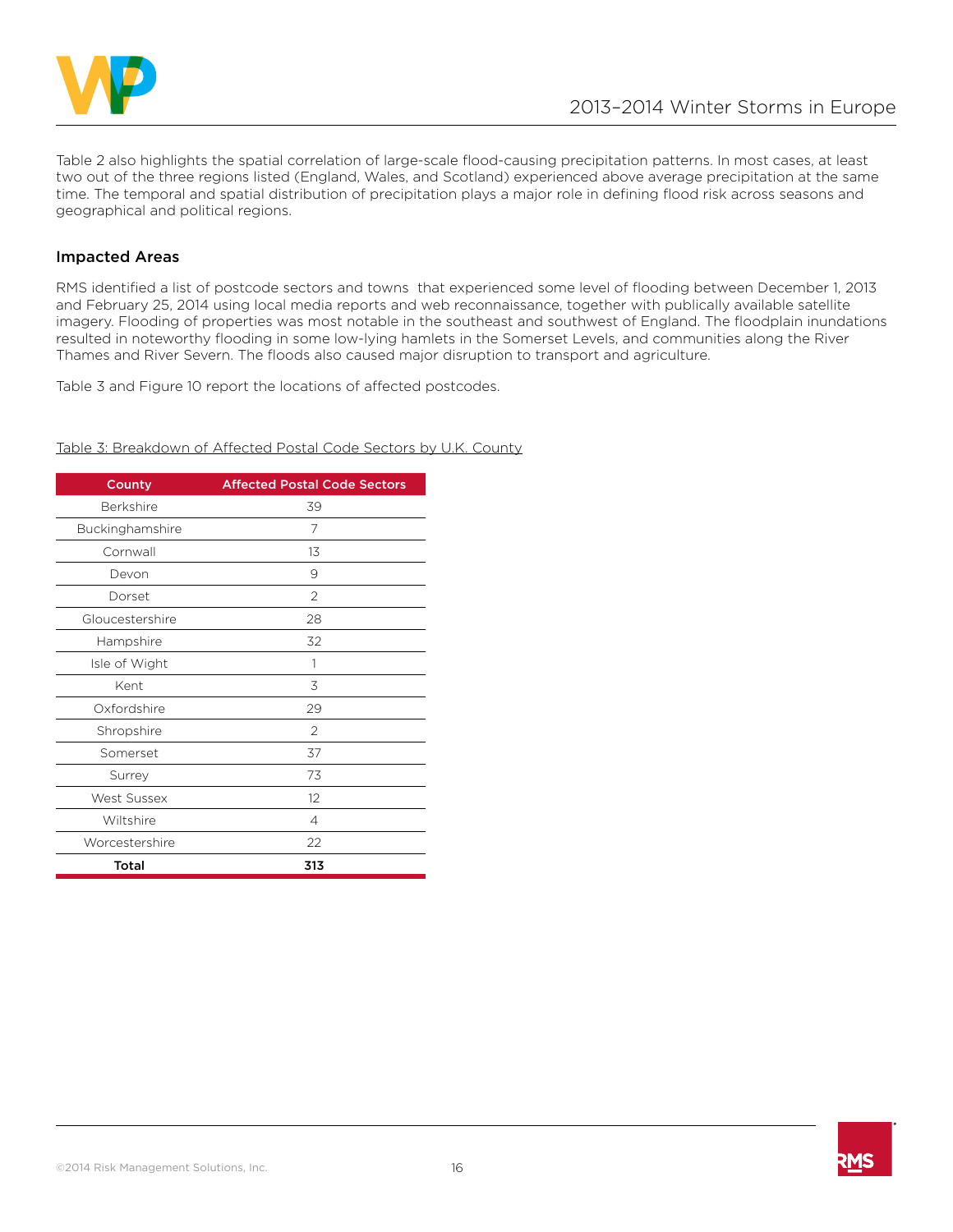Table 2 also highlights the spatial correlation of large-scale flood-causing precipitation patterns. In most cases, at least two out of the three regions listed (England, Wales, and Scotland) experienced above average precipitation at the same time. The temporal and spatial distribution of precipitation plays a major role in defining flood risk across seasons and geographical and political regions.

### Impacted Areas

RMS identified a list of postcode sectors and towns  that experienced some level of flooding between December 1, 2013 and February 25, 2014 using local media reports and web reconnaissance, together with publically available satellite imagery. Flooding of properties was most notable in the southeast and southwest of England. The floodplain inundations resulted in noteworthy flooding in some low-lying hamlets in the Somerset Levels, and communities along the River Thames and River Severn. The floods also caused major disruption to transport and agriculture.

Table 3 and Figure 10 report the locations of affected postcodes.

Table 3: Breakdown of Affected Postal Code Sectors by U.K. County

| County | Affected Postal Code Sectors |
|---|---|
| Berkshire | 39 |
| Buckinghamshire | 7 |
| Cornwall | 13 |
| Devon | 9 |
| Dorset | 2 |
| Gloucestershire | 28 |
| Hampshire | 32 |
| Isle of Wight | 1 |
| Kent | 3 |
| Oxfordshire | 29 |
| Shropshire | 2 |
| Somerset | 37 |
| Surrey | 73 |
| West Sussex | 12 |
| Wiltshire | 4 |
| Worcestershire | 22 |
| **Total** | **313** |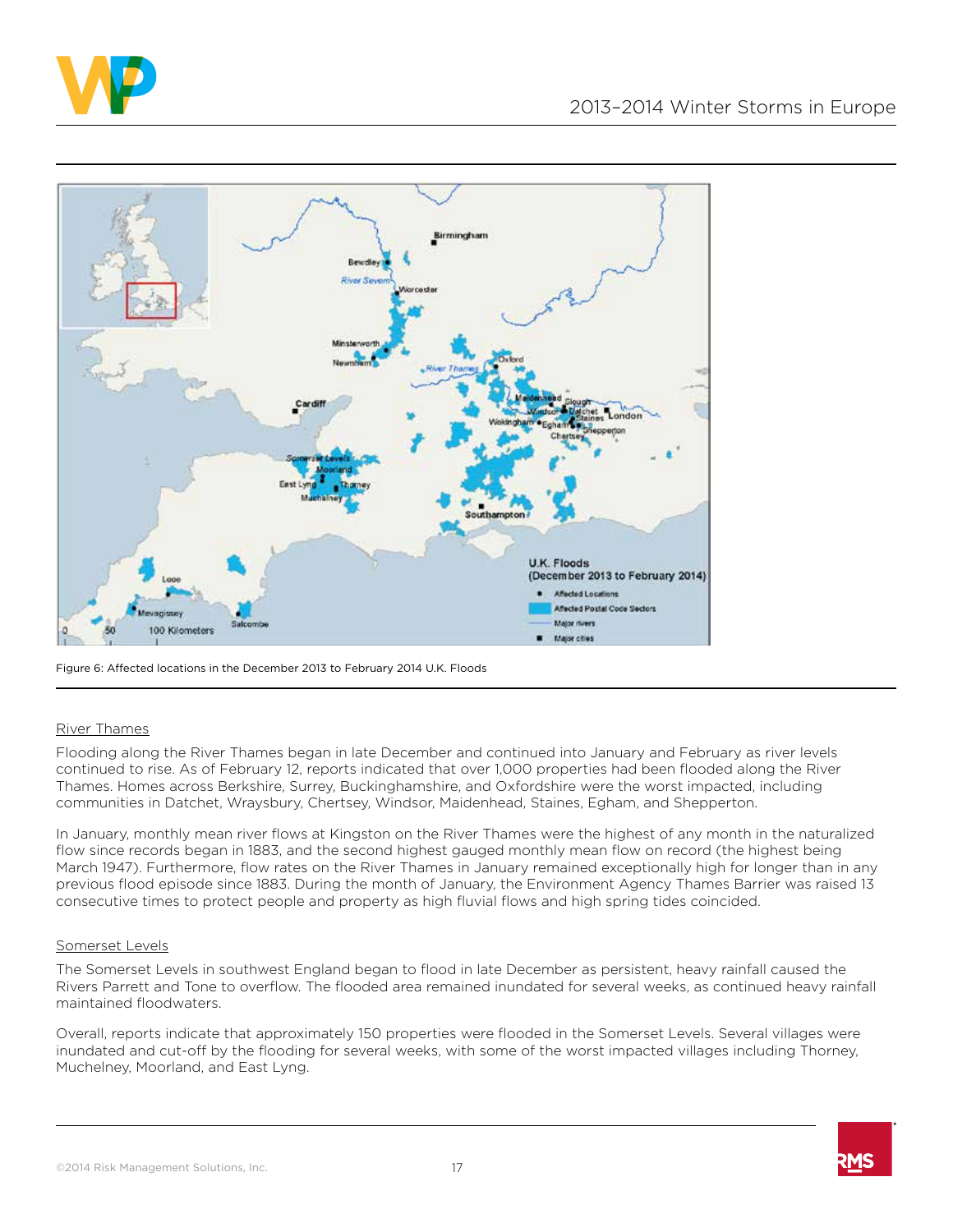Figure 6: Affected locations in the December 2013 to February 2014 U.K. Floods

### River Thames

Flooding along the River Thames began in late December and continued into January and February as river levels continued to rise. As of February 12, reports indicated that over 1,000 properties had been flooded along the River Thames. Homes across Berkshire, Surrey, Buckinghamshire, and Oxfordshire were the worst impacted, including communities in Datchet, Wraysbury, Chertsey, Windsor, Maidenhead, Staines, Egham, and Shepperton.

In January, monthly mean river flows at Kingston on the River Thames were the highest of any month in the naturalized flow since records began in 1883, and the second highest gauged monthly mean flow on record (the highest being March 1947). Furthermore, flow rates on the River Thames in January remained exceptionally high for longer than in any previous flood episode since 1883. During the month of January, the Environment Agency Thames Barrier was raised 13 consecutive times to protect people and property as high fluvial flows and high spring tides coincided.

### Somerset Levels

The Somerset Levels in southwest England began to flood in late December as persistent, heavy rainfall caused the Rivers Parrett and Tone to overflow. The flooded area remained inundated for several weeks, as continued heavy rainfall maintained floodwaters.

Overall, reports indicate that approximately 150 properties were flooded in the Somerset Levels. Several villages were inundated and cut-off by the flooding for several weeks, with some of the worst impacted villages including Thorney, Muchelney, Moorland, and East Lyng.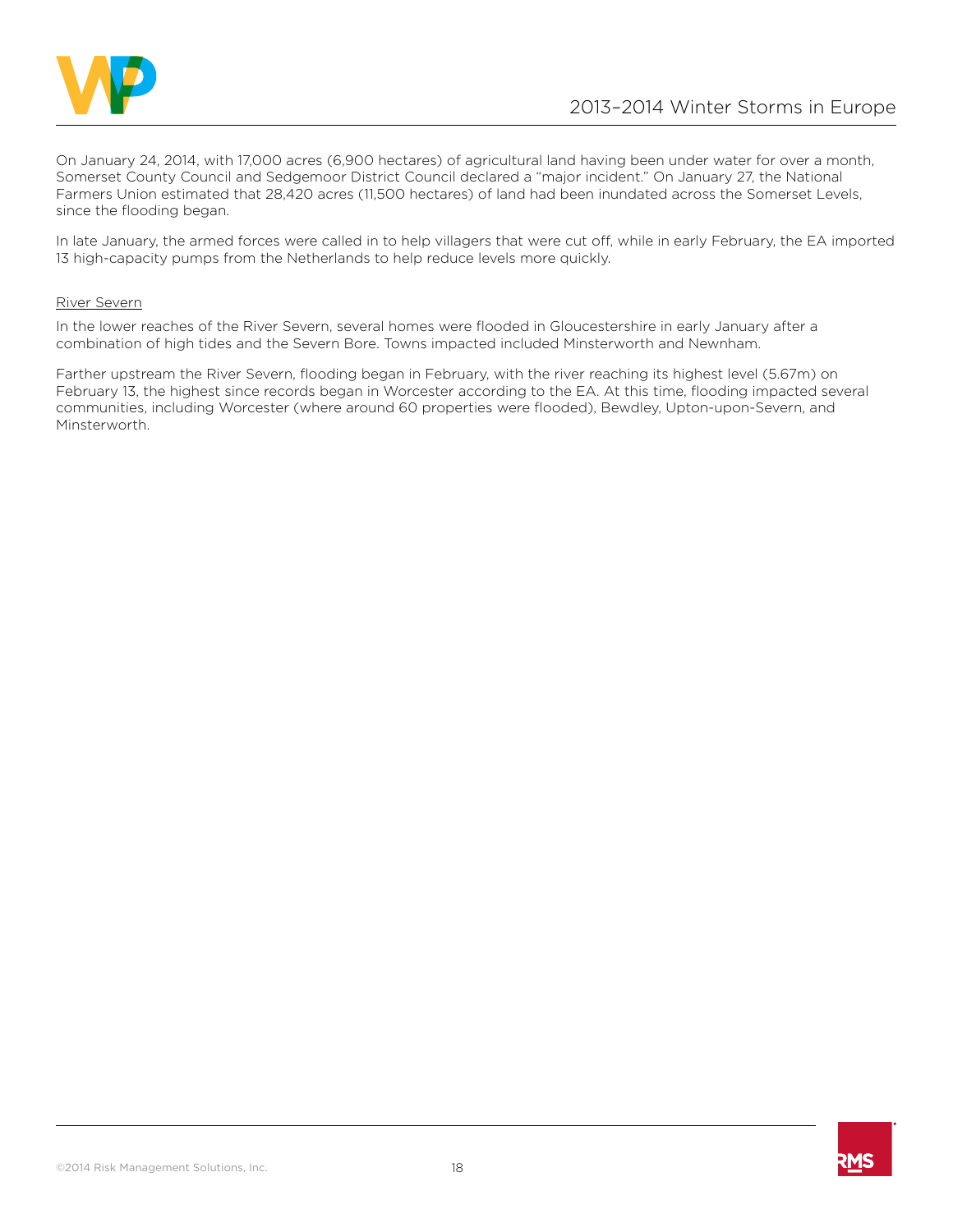On January 24, 2014, with 17,000 acres (6,900 hectares) of agricultural land having been under water for over a month, Somerset County Council and Sedgemoor District Council declared a "major incident." On January 27, the National Farmers Union estimated that 28,420 acres (11,500 hectares) of land had been inundated across the Somerset Levels, since the flooding began.

In late January, the armed forces were called in to help villagers that were cut off, while in early February, the EA imported 13 high-capacity pumps from the Netherlands to help reduce levels more quickly.

River Severn

In the lower reaches of the River Severn, several homes were flooded in Gloucestershire in early January after a combination of high tides and the Severn Bore. Towns impacted included Minsterworth and Newnham.

Farther upstream the River Severn, flooding began in February, with the river reaching its highest level (5.67m) on February 13, the highest since records began in Worcester according to the EA. At this time, flooding impacted several communities, including Worcester (where around 60 properties were flooded), Bewdley, Upton-upon-Severn, and Minsterworth.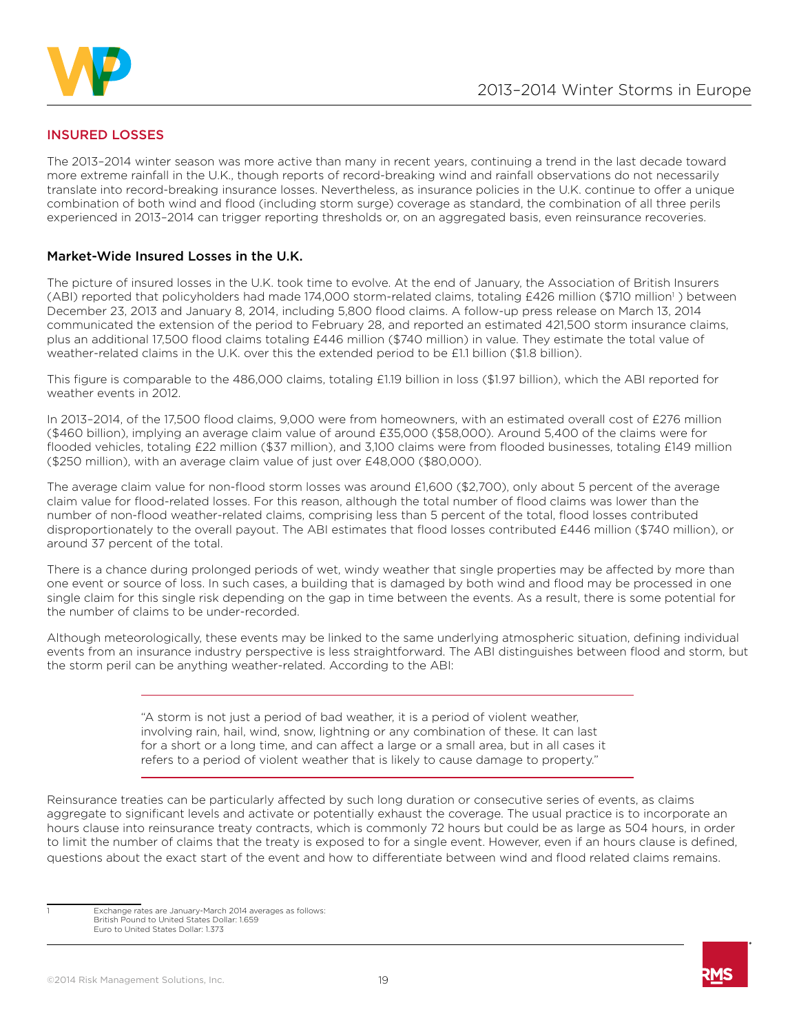## INSURED LOSSES

The 2013–2014 winter season was more active than many in recent years, continuing a trend in the last decade toward more extreme rainfall in the U.K., though reports of record-breaking wind and rainfall observations do not necessarily translate into record-breaking insurance losses. Nevertheless, as insurance policies in the U.K. continue to offer a unique combination of both wind and flood (including storm surge) coverage as standard, the combination of all three perils experienced in 2013–2014 can trigger reporting thresholds or, on an aggregated basis, even reinsurance recoveries.

### Market-Wide Insured Losses in the U.K.

The picture of insured losses in the U.K. took time to evolve. At the end of January, the Association of British Insurers (ABI) reported that policyholders had made 174,000 storm-related claims, totaling £426 million ($710 million[1] ) between December 23, 2013 and January 8, 2014, including 5,800 flood claims. A follow-up press release on March 13, 2014 communicated the extension of the period to February 28, and reported an estimated 421,500 storm insurance claims, plus an additional 17,500 flood claims totaling £446 million ($740 million) in value. They estimate the total value of weather-related claims in the U.K. over this the extended period to be £1.1 billion ($1.8 billion).

This figure is comparable to the 486,000 claims, totaling £1.19 billion in loss ($1.97 billion), which the ABI reported for weather events in 2012.

In 2013–2014, of the 17,500 flood claims, 9,000 were from homeowners, with an estimated overall cost of £276 million ($460 billion), implying an average claim value of around £35,000 ($58,000). Around 5,400 of the claims were for flooded vehicles, totaling £22 million ($37 million), and 3,100 claims were from flooded businesses, totaling £149 million ($250 million), with an average claim value of just over £48,000 ($80,000).

The average claim value for non-flood storm losses was around £1,600 ($2,700), only about 5 percent of the average claim value for flood-related losses. For this reason, although the total number of flood claims was lower than the number of non-flood weather-related claims, comprising less than 5 percent of the total, flood losses contributed disproportionately to the overall payout. The ABI estimates that flood losses contributed £446 million ($740 million), or around 37 percent of the total.

There is a chance during prolonged periods of wet, windy weather that single properties may be affected by more than one event or source of loss. In such cases, a building that is damaged by both wind and flood may be processed in one single claim for this single risk depending on the gap in time between the events. As a result, there is some potential for the number of claims to be under-recorded.

Although meteorologically, these events may be linked to the same underlying atmospheric situation, defining individual events from an insurance industry perspective is less straightforward. The ABI distinguishes between flood and storm, but the storm peril can be anything weather-related. According to the ABI:

> "A storm is not just a period of bad weather, it is a period of violent weather, involving rain, hail, wind, snow, lightning or any combination of these. It can last for a short or a long time, and can affect a large or a small area, but in all cases it refers to a period of violent weather that is likely to cause damage to property."

Reinsurance treaties can be particularly affected by such long duration or consecutive series of events, as claims aggregate to significant levels and activate or potentially exhaust the coverage. The usual practice is to incorporate an hours clause into reinsurance treaty contracts, which is commonly 72 hours but could be as large as 504 hours, in order to limit the number of claims that the treaty is exposed to for a single event. However, even if an hours clause is defined, questions about the exact start of the event and how to differentiate between wind and flood related claims remains.

[1] Exchange rates are January-March 2014 averages as follows:
British Pound to United States Dollar: 1.659
Euro to United States Dollar: 1.373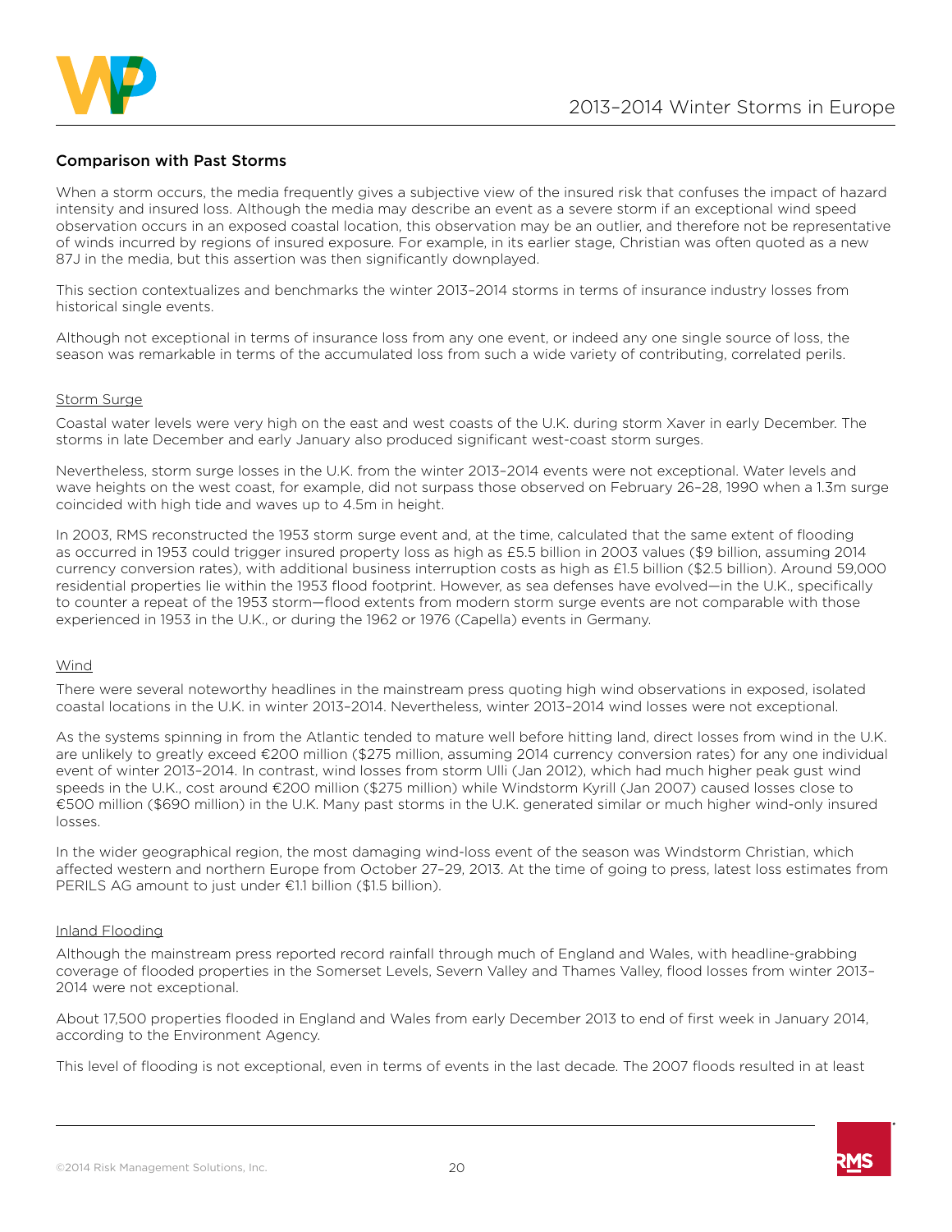## Comparison with Past Storms

When a storm occurs, the media frequently gives a subjective view of the insured risk that confuses the impact of hazard intensity and insured loss. Although the media may describe an event as a severe storm if an exceptional wind speed observation occurs in an exposed coastal location, this observation may be an outlier, and therefore not be representative of winds incurred by regions of insured exposure. For example, in its earlier stage, Christian was often quoted as a new 87J in the media, but this assertion was then significantly downplayed.

This section contextualizes and benchmarks the winter 2013–2014 storms in terms of insurance industry losses from historical single events.

Although not exceptional in terms of insurance loss from any one event, or indeed any one single source of loss, the season was remarkable in terms of the accumulated loss from such a wide variety of contributing, correlated perils.

### Storm Surge

Coastal water levels were very high on the east and west coasts of the U.K. during storm Xaver in early December. The storms in late December and early January also produced significant west-coast storm surges.

Nevertheless, storm surge losses in the U.K. from the winter 2013–2014 events were not exceptional. Water levels and wave heights on the west coast, for example, did not surpass those observed on February 26–28, 1990 when a 1.3m surge coincided with high tide and waves up to 4.5m in height.

In 2003, RMS reconstructed the 1953 storm surge event and, at the time, calculated that the same extent of flooding as occurred in 1953 could trigger insured property loss as high as £5.5 billion in 2003 values ($9 billion, assuming 2014 currency conversion rates), with additional business interruption costs as high as £1.5 billion ($2.5 billion). Around 59,000 residential properties lie within the 1953 flood footprint. However, as sea defenses have evolved—in the U.K., specifically to counter a repeat of the 1953 storm—flood extents from modern storm surge events are not comparable with those experienced in 1953 in the U.K., or during the 1962 or 1976 (Capella) events in Germany.

### Wind

There were several noteworthy headlines in the mainstream press quoting high wind observations in exposed, isolated coastal locations in the U.K. in winter 2013–2014. Nevertheless, winter 2013–2014 wind losses were not exceptional.

As the systems spinning in from the Atlantic tended to mature well before hitting land, direct losses from wind in the U.K. are unlikely to greatly exceed €200 million ($275 million, assuming 2014 currency conversion rates) for any one individual event of winter 2013–2014. In contrast, wind losses from storm Ulli (Jan 2012), which had much higher peak gust wind speeds in the U.K., cost around €200 million ($275 million) while Windstorm Kyrill (Jan 2007) caused losses close to €500 million ($690 million) in the U.K. Many past storms in the U.K. generated similar or much higher wind-only insured losses.

In the wider geographical region, the most damaging wind-loss event of the season was Windstorm Christian, which affected western and northern Europe from October 27–29, 2013. At the time of going to press, latest loss estimates from PERILS AG amount to just under €1.1 billion ($1.5 billion).

### Inland Flooding

Although the mainstream press reported record rainfall through much of England and Wales, with headline-grabbing coverage of flooded properties in the Somerset Levels, Severn Valley and Thames Valley, flood losses from winter 2013–2014 were not exceptional.

About 17,500 properties flooded in England and Wales from early December 2013 to end of first week in January 2014, according to the Environment Agency.

This level of flooding is not exceptional, even in terms of events in the last decade. The 2007 floods resulted in at least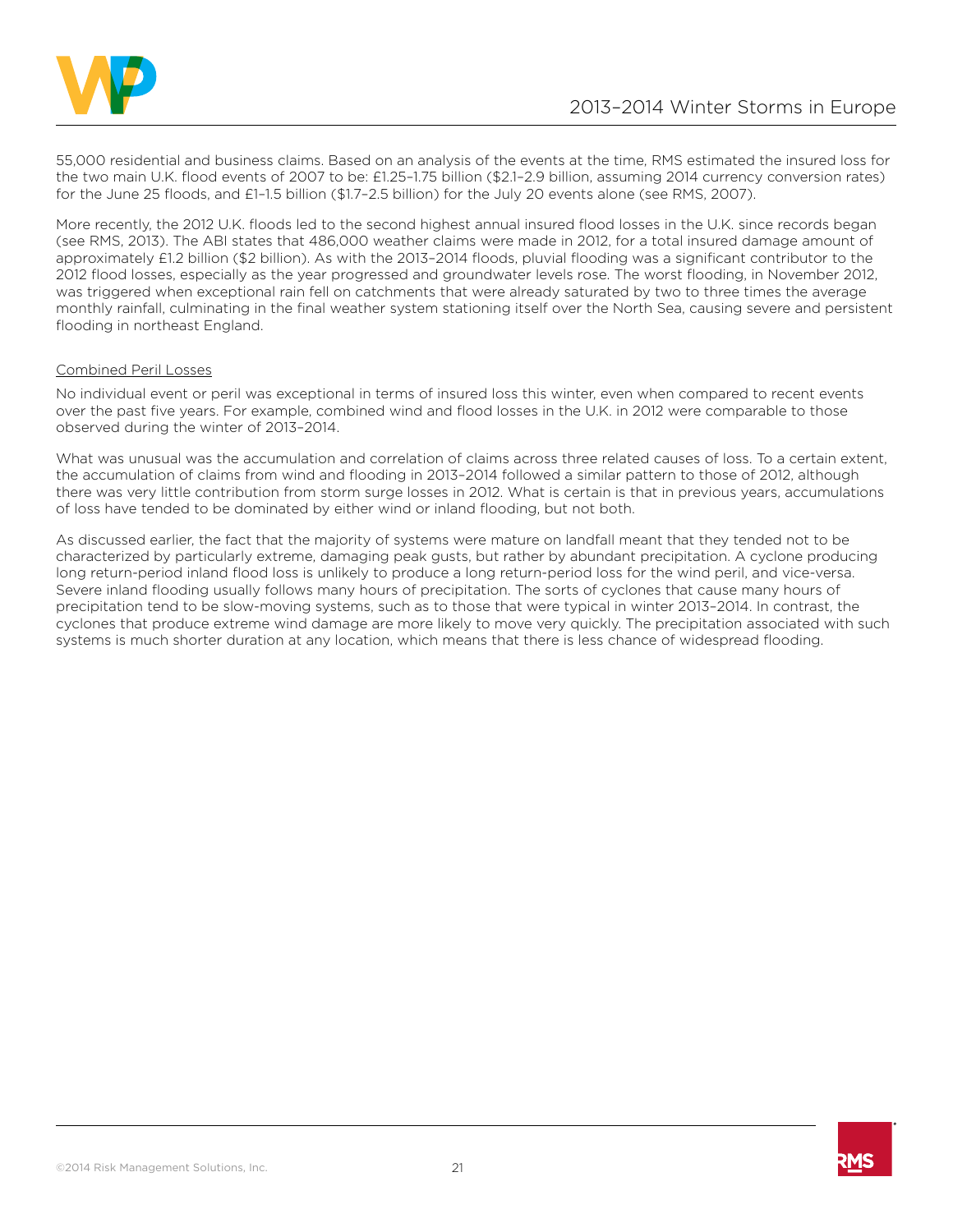55,000 residential and business claims. Based on an analysis of the events at the time, RMS estimated the insured loss for the two main U.K. flood events of 2007 to be: £1.25–1.75 billion ($2.1–2.9 billion, assuming 2014 currency conversion rates) for the June 25 floods, and £1–1.5 billion ($1.7–2.5 billion) for the July 20 events alone (see RMS, 2007).

More recently, the 2012 U.K. floods led to the second highest annual insured flood losses in the U.K. since records began (see RMS, 2013). The ABI states that 486,000 weather claims were made in 2012, for a total insured damage amount of approximately £1.2 billion ($2 billion). As with the 2013–2014 floods, pluvial flooding was a significant contributor to the 2012 flood losses, especially as the year progressed and groundwater levels rose. The worst flooding, in November 2012, was triggered when exceptional rain fell on catchments that were already saturated by two to three times the average monthly rainfall, culminating in the final weather system stationing itself over the North Sea, causing severe and persistent flooding in northeast England.

<u>Combined Peril Losses</u>

No individual event or peril was exceptional in terms of insured loss this winter, even when compared to recent events over the past five years. For example, combined wind and flood losses in the U.K. in 2012 were comparable to those observed during the winter of 2013–2014.

What was unusual was the accumulation and correlation of claims across three related causes of loss. To a certain extent, the accumulation of claims from wind and flooding in 2013–2014 followed a similar pattern to those of 2012, although there was very little contribution from storm surge losses in 2012. What is certain is that in previous years, accumulations of loss have tended to be dominated by either wind or inland flooding, but not both.

As discussed earlier, the fact that the majority of systems were mature on landfall meant that they tended not to be characterized by particularly extreme, damaging peak gusts, but rather by abundant precipitation. A cyclone producing long return-period inland flood loss is unlikely to produce a long return-period loss for the wind peril, and vice-versa. Severe inland flooding usually follows many hours of precipitation. The sorts of cyclones that cause many hours of precipitation tend to be slow-moving systems, such as to those that were typical in winter 2013–2014. In contrast, the cyclones that produce extreme wind damage are more likely to move very quickly. The precipitation associated with such systems is much shorter duration at any location, which means that there is less chance of widespread flooding.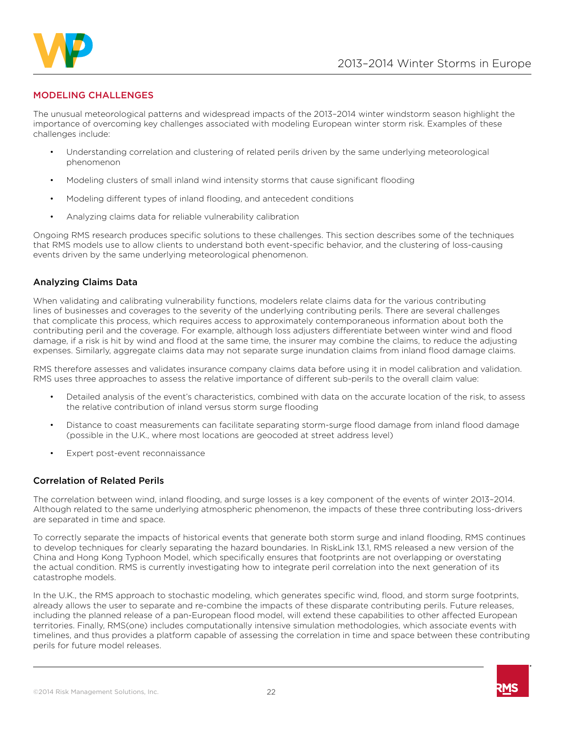## MODELING CHALLENGES

The unusual meteorological patterns and widespread impacts of the 2013–2014 winter windstorm season highlight the importance of overcoming key challenges associated with modeling European winter storm risk. Examples of these challenges include:

- Understanding correlation and clustering of related perils driven by the same underlying meteorological phenomenon
- Modeling clusters of small inland wind intensity storms that cause significant flooding
- Modeling different types of inland flooding, and antecedent conditions
- Analyzing claims data for reliable vulnerability calibration

Ongoing RMS research produces specific solutions to these challenges. This section describes some of the techniques that RMS models use to allow clients to understand both event-specific behavior, and the clustering of loss-causing events driven by the same underlying meteorological phenomenon.

### Analyzing Claims Data

When validating and calibrating vulnerability functions, modelers relate claims data for the various contributing lines of businesses and coverages to the severity of the underlying contributing perils. There are several challenges that complicate this process, which requires access to approximately contemporaneous information about both the contributing peril and the coverage. For example, although loss adjusters differentiate between winter wind and flood damage, if a risk is hit by wind and flood at the same time, the insurer may combine the claims, to reduce the adjusting expenses. Similarly, aggregate claims data may not separate surge inundation claims from inland flood damage claims.

RMS therefore assesses and validates insurance company claims data before using it in model calibration and validation. RMS uses three approaches to assess the relative importance of different sub-perils to the overall claim value:

- Detailed analysis of the event's characteristics, combined with data on the accurate location of the risk, to assess the relative contribution of inland versus storm surge flooding
- Distance to coast measurements can facilitate separating storm-surge flood damage from inland flood damage (possible in the U.K., where most locations are geocoded at street address level)
- Expert post-event reconnaissance

### Correlation of Related Perils

The correlation between wind, inland flooding, and surge losses is a key component of the events of winter 2013–2014. Although related to the same underlying atmospheric phenomenon, the impacts of these three contributing loss-drivers are separated in time and space.

To correctly separate the impacts of historical events that generate both storm surge and inland flooding, RMS continues to develop techniques for clearly separating the hazard boundaries. In RiskLink 13.1, RMS released a new version of the China and Hong Kong Typhoon Model, which specifically ensures that footprints are not overlapping or overstating the actual condition. RMS is currently investigating how to integrate peril correlation into the next generation of its catastrophe models.

In the U.K., the RMS approach to stochastic modeling, which generates specific wind, flood, and storm surge footprints, already allows the user to separate and re-combine the impacts of these disparate contributing perils. Future releases, including the planned release of a pan-European flood model, will extend these capabilities to other affected European territories. Finally, RMS(one) includes computationally intensive simulation methodologies, which associate events with timelines, and thus provides a platform capable of assessing the correlation in time and space between these contributing perils for future model releases.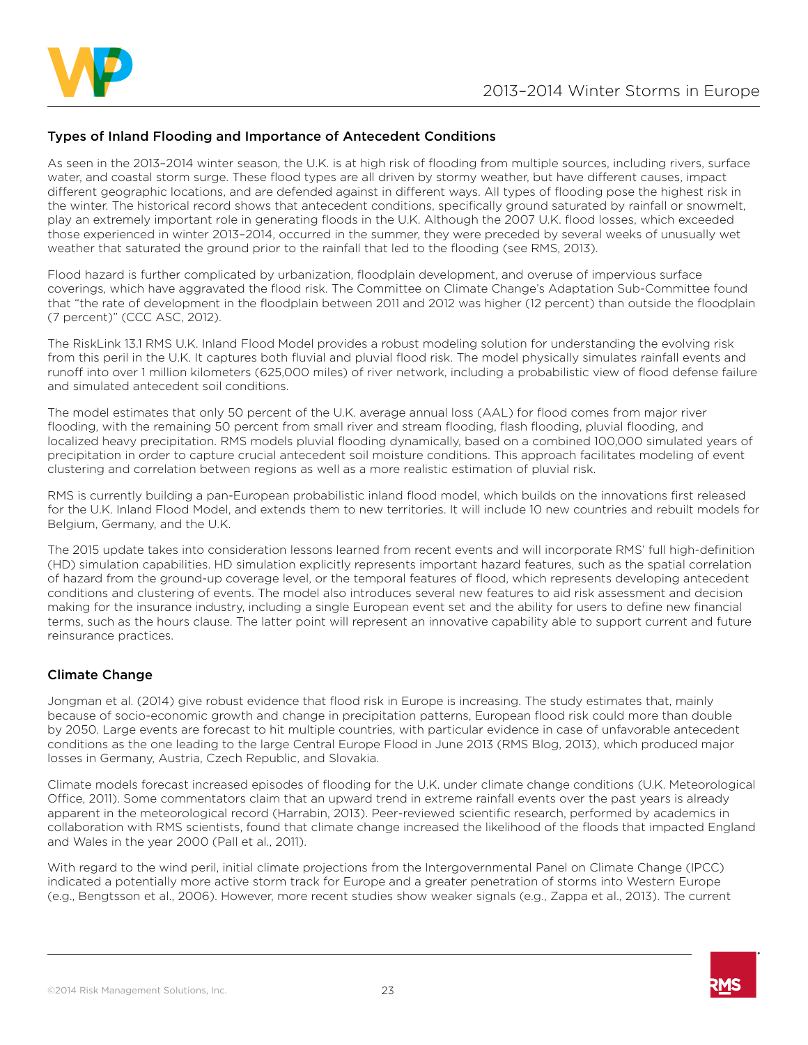## Types of Inland Flooding and Importance of Antecedent Conditions

As seen in the 2013–2014 winter season, the U.K. is at high risk of flooding from multiple sources, including rivers, surface water, and coastal storm surge. These flood types are all driven by stormy weather, but have different causes, impact different geographic locations, and are defended against in different ways. All types of flooding pose the highest risk in the winter. The historical record shows that antecedent conditions, specifically ground saturated by rainfall or snowmelt, play an extremely important role in generating floods in the U.K. Although the 2007 U.K. flood losses, which exceeded those experienced in winter 2013–2014, occurred in the summer, they were preceded by several weeks of unusually wet weather that saturated the ground prior to the rainfall that led to the flooding (see RMS, 2013).

Flood hazard is further complicated by urbanization, floodplain development, and overuse of impervious surface coverings, which have aggravated the flood risk. The Committee on Climate Change's Adaptation Sub-Committee found that "the rate of development in the floodplain between 2011 and 2012 was higher (12 percent) than outside the floodplain (7 percent)" (CCC ASC, 2012).

The RiskLink 13.1 RMS U.K. Inland Flood Model provides a robust modeling solution for understanding the evolving risk from this peril in the U.K. It captures both fluvial and pluvial flood risk. The model physically simulates rainfall events and runoff into over 1 million kilometers (625,000 miles) of river network, including a probabilistic view of flood defense failure and simulated antecedent soil conditions.

The model estimates that only 50 percent of the U.K. average annual loss (AAL) for flood comes from major river flooding, with the remaining 50 percent from small river and stream flooding, flash flooding, pluvial flooding, and localized heavy precipitation. RMS models pluvial flooding dynamically, based on a combined 100,000 simulated years of precipitation in order to capture crucial antecedent soil moisture conditions. This approach facilitates modeling of event clustering and correlation between regions as well as a more realistic estimation of pluvial risk.

RMS is currently building a pan-European probabilistic inland flood model, which builds on the innovations first released for the U.K. Inland Flood Model, and extends them to new territories. It will include 10 new countries and rebuilt models for Belgium, Germany, and the U.K.

The 2015 update takes into consideration lessons learned from recent events and will incorporate RMS' full high-definition (HD) simulation capabilities. HD simulation explicitly represents important hazard features, such as the spatial correlation of hazard from the ground-up coverage level, or the temporal features of flood, which represents developing antecedent conditions and clustering of events. The model also introduces several new features to aid risk assessment and decision making for the insurance industry, including a single European event set and the ability for users to define new financial terms, such as the hours clause. The latter point will represent an innovative capability able to support current and future reinsurance practices.

## Climate Change

Jongman et al. (2014) give robust evidence that flood risk in Europe is increasing. The study estimates that, mainly because of socio-economic growth and change in precipitation patterns, European flood risk could more than double by 2050. Large events are forecast to hit multiple countries, with particular evidence in case of unfavorable antecedent conditions as the one leading to the large Central Europe Flood in June 2013 (RMS Blog, 2013), which produced major losses in Germany, Austria, Czech Republic, and Slovakia.

Climate models forecast increased episodes of flooding for the U.K. under climate change conditions (U.K. Meteorological Office, 2011). Some commentators claim that an upward trend in extreme rainfall events over the past years is already apparent in the meteorological record (Harrabin, 2013). Peer-reviewed scientific research, performed by academics in collaboration with RMS scientists, found that climate change increased the likelihood of the floods that impacted England and Wales in the year 2000 (Pall et al., 2011).

With regard to the wind peril, initial climate projections from the Intergovernmental Panel on Climate Change (IPCC) indicated a potentially more active storm track for Europe and a greater penetration of storms into Western Europe (e.g., Bengtsson et al., 2006). However, more recent studies show weaker signals (e.g., Zappa et al., 2013). The current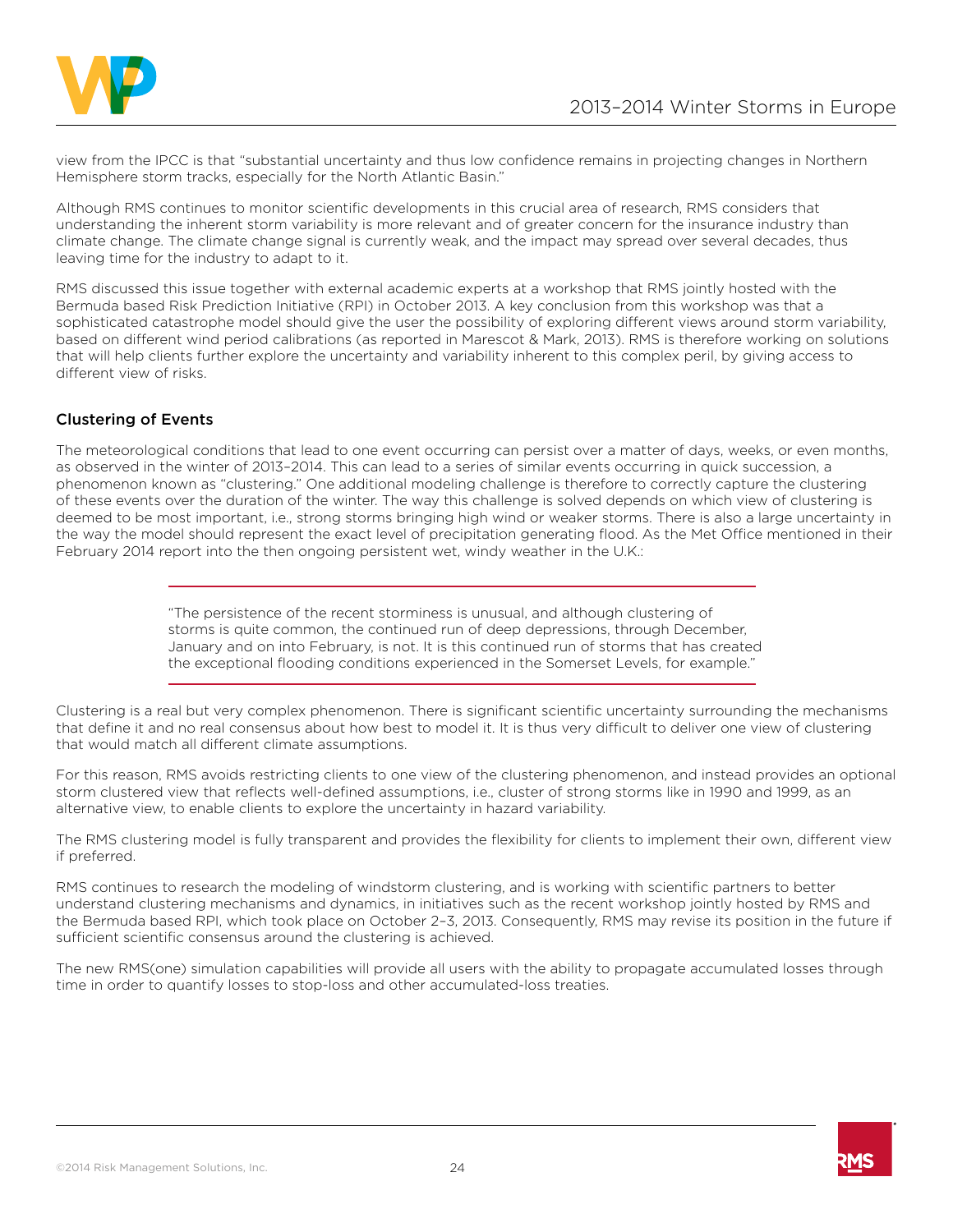view from the IPCC is that "substantial uncertainty and thus low confidence remains in projecting changes in Northern Hemisphere storm tracks, especially for the North Atlantic Basin."

Although RMS continues to monitor scientific developments in this crucial area of research, RMS considers that understanding the inherent storm variability is more relevant and of greater concern for the insurance industry than climate change. The climate change signal is currently weak, and the impact may spread over several decades, thus leaving time for the industry to adapt to it.

RMS discussed this issue together with external academic experts at a workshop that RMS jointly hosted with the Bermuda based Risk Prediction Initiative (RPI) in October 2013. A key conclusion from this workshop was that a sophisticated catastrophe model should give the user the possibility of exploring different views around storm variability, based on different wind period calibrations (as reported in Marescot & Mark, 2013). RMS is therefore working on solutions that will help clients further explore the uncertainty and variability inherent to this complex peril, by giving access to different view of risks.

### Clustering of Events

The meteorological conditions that lead to one event occurring can persist over a matter of days, weeks, or even months, as observed in the winter of 2013–2014. This can lead to a series of similar events occurring in quick succession, a phenomenon known as "clustering." One additional modeling challenge is therefore to correctly capture the clustering of these events over the duration of the winter. The way this challenge is solved depends on which view of clustering is deemed to be most important, i.e., strong storms bringing high wind or weaker storms. There is also a large uncertainty in the way the model should represent the exact level of precipitation generating flood. As the Met Office mentioned in their February 2014 report into the then ongoing persistent wet, windy weather in the U.K.:

> "The persistence of the recent storminess is unusual, and although clustering of storms is quite common, the continued run of deep depressions, through December, January and on into February, is not. It is this continued run of storms that has created the exceptional flooding conditions experienced in the Somerset Levels, for example."

Clustering is a real but very complex phenomenon. There is significant scientific uncertainty surrounding the mechanisms that define it and no real consensus about how best to model it. It is thus very difficult to deliver one view of clustering that would match all different climate assumptions.

For this reason, RMS avoids restricting clients to one view of the clustering phenomenon, and instead provides an optional storm clustered view that reflects well-defined assumptions, i.e., cluster of strong storms like in 1990 and 1999, as an alternative view, to enable clients to explore the uncertainty in hazard variability.

The RMS clustering model is fully transparent and provides the flexibility for clients to implement their own, different view if preferred.

RMS continues to research the modeling of windstorm clustering, and is working with scientific partners to better understand clustering mechanisms and dynamics, in initiatives such as the recent workshop jointly hosted by RMS and the Bermuda based RPI, which took place on October 2–3, 2013. Consequently, RMS may revise its position in the future if sufficient scientific consensus around the clustering is achieved.

The new RMS(one) simulation capabilities will provide all users with the ability to propagate accumulated losses through time in order to quantify losses to stop-loss and other accumulated-loss treaties.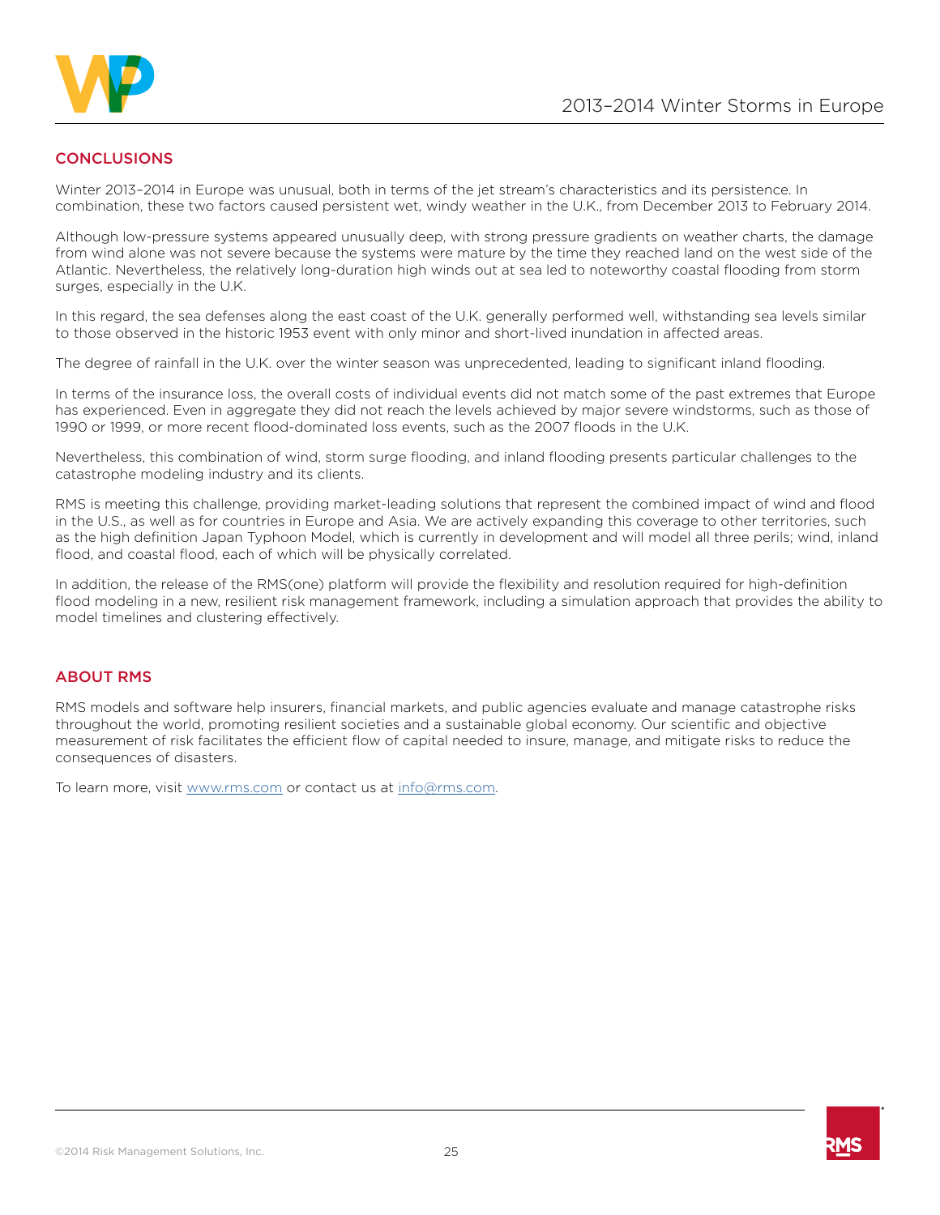## CONCLUSIONS

Winter 2013–2014 in Europe was unusual, both in terms of the jet stream's characteristics and its persistence. In combination, these two factors caused persistent wet, windy weather in the U.K., from December 2013 to February 2014.

Although low-pressure systems appeared unusually deep, with strong pressure gradients on weather charts, the damage from wind alone was not severe because the systems were mature by the time they reached land on the west side of the Atlantic. Nevertheless, the relatively long-duration high winds out at sea led to noteworthy coastal flooding from storm surges, especially in the U.K.

In this regard, the sea defenses along the east coast of the U.K. generally performed well, withstanding sea levels similar to those observed in the historic 1953 event with only minor and short-lived inundation in affected areas.

The degree of rainfall in the U.K. over the winter season was unprecedented, leading to significant inland flooding.

In terms of the insurance loss, the overall costs of individual events did not match some of the past extremes that Europe has experienced. Even in aggregate they did not reach the levels achieved by major severe windstorms, such as those of 1990 or 1999, or more recent flood-dominated loss events, such as the 2007 floods in the U.K.

Nevertheless, this combination of wind, storm surge flooding, and inland flooding presents particular challenges to the catastrophe modeling industry and its clients.

RMS is meeting this challenge, providing market-leading solutions that represent the combined impact of wind and flood in the U.S., as well as for countries in Europe and Asia. We are actively expanding this coverage to other territories, such as the high definition Japan Typhoon Model, which is currently in development and will model all three perils; wind, inland flood, and coastal flood, each of which will be physically correlated.

In addition, the release of the RMS(one) platform will provide the flexibility and resolution required for high-definition flood modeling in a new, resilient risk management framework, including a simulation approach that provides the ability to model timelines and clustering effectively.

## ABOUT RMS

RMS models and software help insurers, financial markets, and public agencies evaluate and manage catastrophe risks throughout the world, promoting resilient societies and a sustainable global economy. Our scientific and objective measurement of risk facilitates the efficient flow of capital needed to insure, manage, and mitigate risks to reduce the consequences of disasters.

To learn more, visit www.rms.com or contact us at info@rms.com.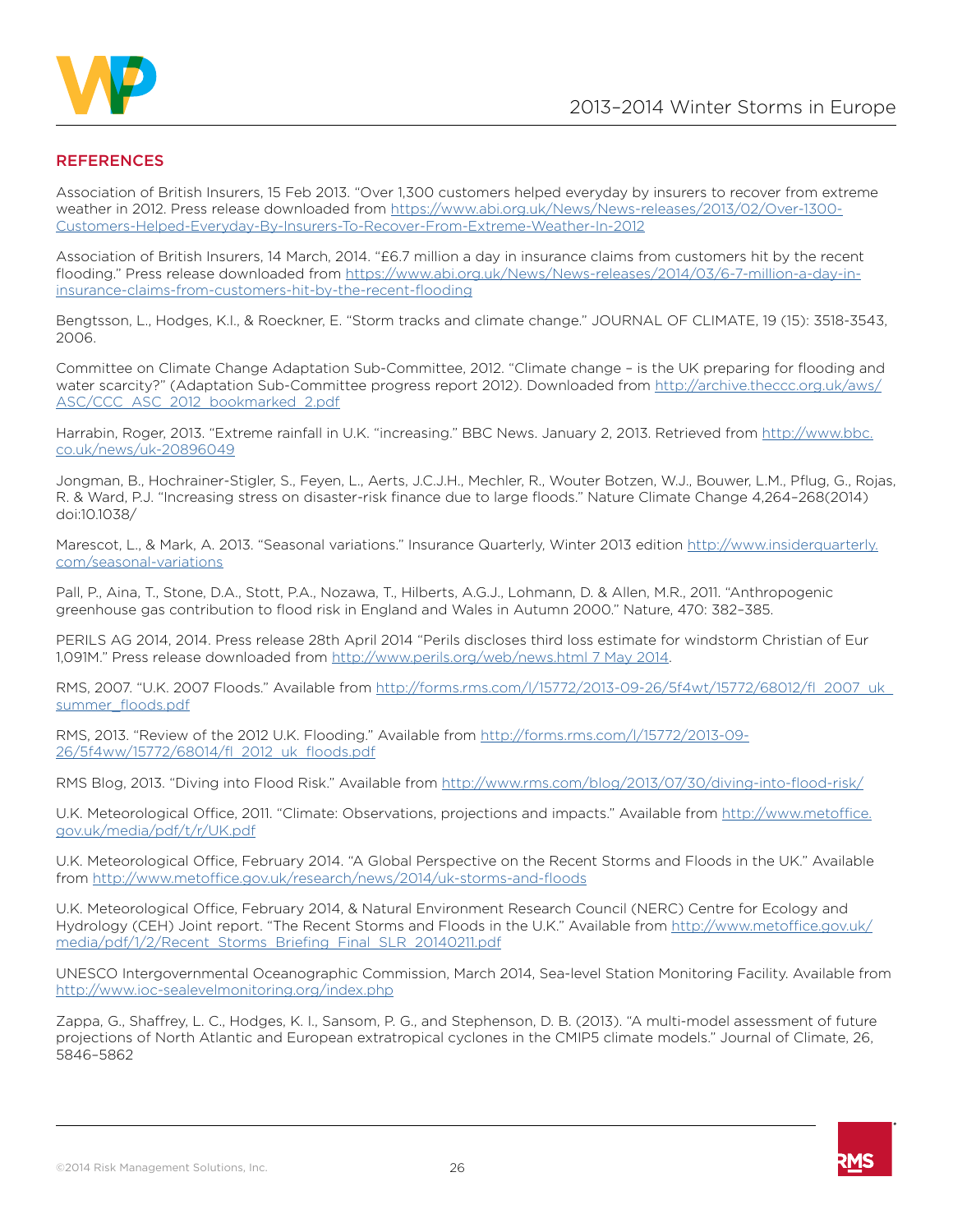## REFERENCES

Association of British Insurers, 15 Feb 2013. "Over 1,300 customers helped everyday by insurers to recover from extreme weather in 2012. Press release downloaded from https://www.abi.org.uk/News/News-releases/2013/02/Over-1300-Customers-Helped-Everyday-By-Insurers-To-Recover-From-Extreme-Weather-In-2012

Association of British Insurers, 14 March, 2014. "£6.7 million a day in insurance claims from customers hit by the recent flooding." Press release downloaded from https://www.abi.org.uk/News/News-releases/2014/03/6-7-million-a-day-in-insurance-claims-from-customers-hit-by-the-recent-flooding

Bengtsson, L., Hodges, K.I., & Roeckner, E. "Storm tracks and climate change." JOURNAL OF CLIMATE, 19 (15): 3518-3543, 2006.

Committee on Climate Change Adaptation Sub-Committee, 2012. "Climate change – is the UK preparing for flooding and water scarcity?" (Adaptation Sub-Committee progress report 2012). Downloaded from http://archive.theccc.org.uk/aws/ASC/CCC_ASC_2012_bookmarked_2.pdf

Harrabin, Roger, 2013. "Extreme rainfall in U.K. "increasing." BBC News. January 2, 2013. Retrieved from http://www.bbc.co.uk/news/uk-20896049

Jongman, B., Hochrainer-Stigler, S., Feyen, L., Aerts, J.C.J.H., Mechler, R., Wouter Botzen, W.J., Bouwer, L.M., Pflug, G., Rojas, R. & Ward, P.J. "Increasing stress on disaster-risk finance due to large floods." Nature Climate Change 4,264–268(2014) doi:10.1038/

Marescot, L., & Mark, A. 2013. "Seasonal variations." Insurance Quarterly, Winter 2013 edition http://www.insiderquarterly.com/seasonal-variations

Pall, P., Aina, T., Stone, D.A., Stott, P.A., Nozawa, T., Hilberts, A.G.J., Lohmann, D. & Allen, M.R., 2011. "Anthropogenic greenhouse gas contribution to flood risk in England and Wales in Autumn 2000." Nature, 470: 382–385.

PERILS AG 2014, 2014. Press release 28th April 2014 "Perils discloses third loss estimate for windstorm Christian of Eur 1,091M." Press release downloaded from http://www.perils.org/web/news.html 7 May 2014.

RMS, 2007. "U.K. 2007 Floods." Available from http://forms.rms.com/l/15772/2013-09-26/5f4wt/15772/68012/fl_2007_uk_summer_floods.pdf

RMS, 2013. "Review of the 2012 U.K. Flooding." Available from http://forms.rms.com/l/15772/2013-09-26/5f4ww/15772/68014/fl_2012_uk_floods.pdf

RMS Blog, 2013. "Diving into Flood Risk." Available from http://www.rms.com/blog/2013/07/30/diving-into-flood-risk/

U.K. Meteorological Office, 2011. "Climate: Observations, projections and impacts." Available from http://www.metoffice.gov.uk/media/pdf/t/r/UK.pdf

U.K. Meteorological Office, February 2014. "A Global Perspective on the Recent Storms and Floods in the UK." Available from http://www.metoffice.gov.uk/research/news/2014/uk-storms-and-floods

U.K. Meteorological Office, February 2014, & Natural Environment Research Council (NERC) Centre for Ecology and Hydrology (CEH) Joint report. "The Recent Storms and Floods in the U.K." Available from http://www.metoffice.gov.uk/media/pdf/1/2/Recent_Storms_Briefing_Final_SLR_20140211.pdf

UNESCO Intergovernmental Oceanographic Commission, March 2014, Sea-level Station Monitoring Facility. Available from http://www.ioc-sealevelmonitoring.org/index.php

Zappa, G., Shaffrey, L. C., Hodges, K. I., Sansom, P. G., and Stephenson, D. B. (2013). "A multi-model assessment of future projections of North Atlantic and European extratropical cyclones in the CMIP5 climate models." Journal of Climate, 26, 5846–5862